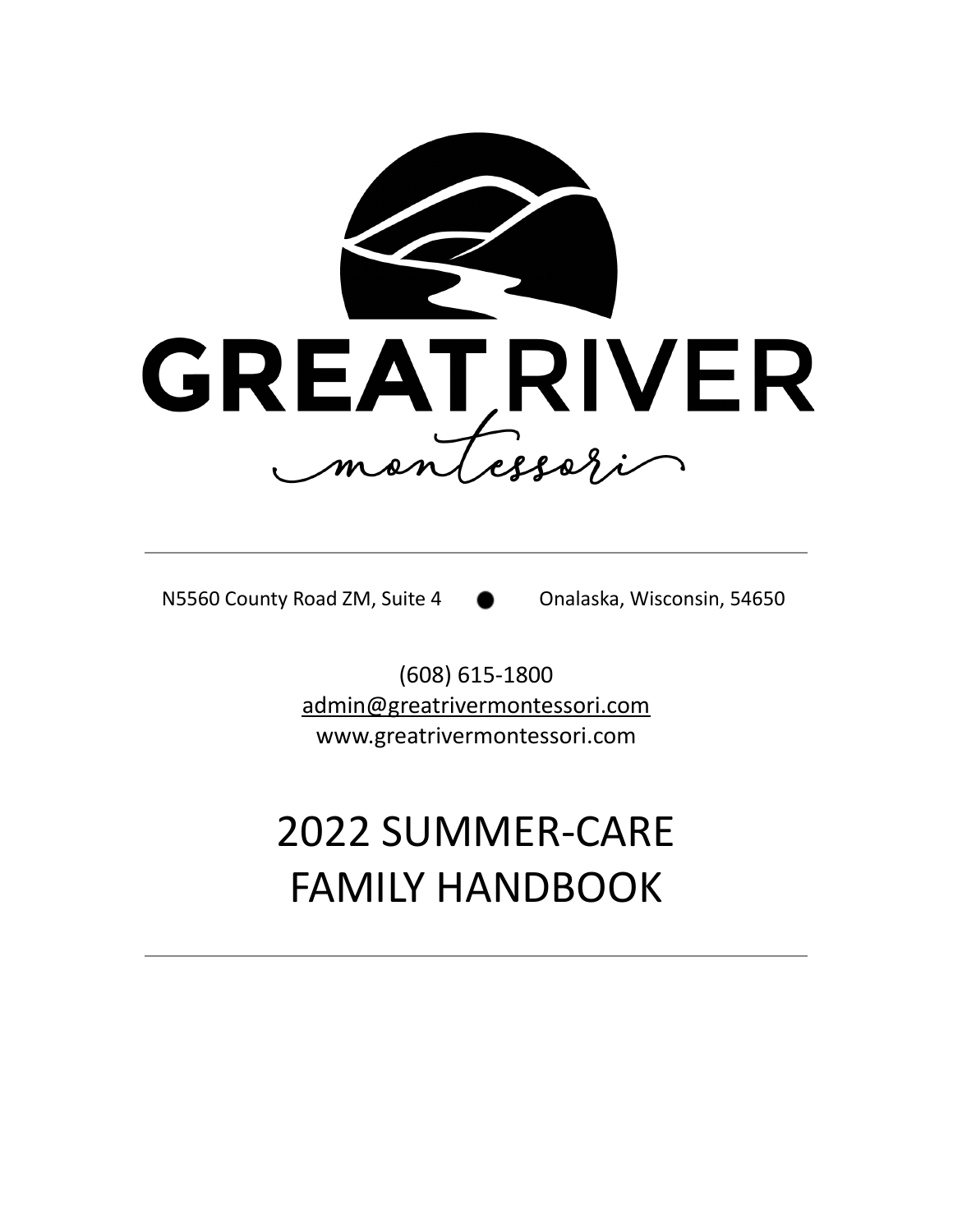GREAT RIVER

montessori

N5560 County Road ZM, Suite 4 ● Onalaska, Wisconsin, 54650

(608) 615-1800
admin@greatrivermontessori.com
www.greatrivermontessori.com

# 2022 SUMMER-CARE FAMILY HANDBOOK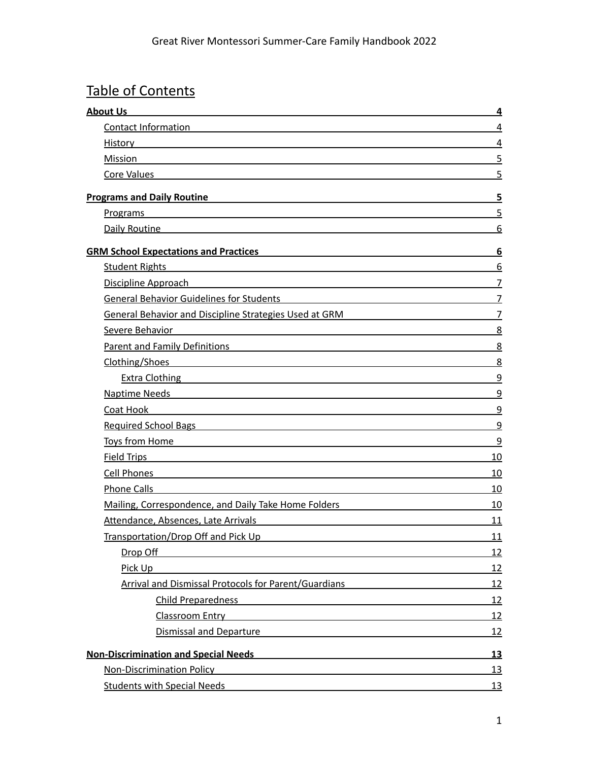## Table of Contents

**About Us** 4

- Contact Information 4
- History 4
- Mission 5
- Core Values 5

**Programs and Daily Routine** 5

- Programs 5
- Daily Routine 6

**GRM School Expectations and Practices** 6

- Student Rights 6
- Discipline Approach 7
- General Behavior Guidelines for Students 7
- General Behavior and Discipline Strategies Used at GRM 7
- Severe Behavior 8
- Parent and Family Definitions 8
- Clothing/Shoes 8
  - Extra Clothing 9
- Naptime Needs 9
- Coat Hook 9
- Required School Bags 9
- Toys from Home 9
- Field Trips 10
- Cell Phones 10
- Phone Calls 10
- Mailing, Correspondence, and Daily Take Home Folders 10
- Attendance, Absences, Late Arrivals 11
- Transportation/Drop Off and Pick Up 11
  - Drop Off 12
  - Pick Up 12
  - Arrival and Dismissal Protocols for Parent/Guardians 12
    - Child Preparedness 12
    - Classroom Entry 12
    - Dismissal and Departure 12

**Non-Discrimination and Special Needs** 13

- Non-Discrimination Policy 13
- Students with Special Needs 13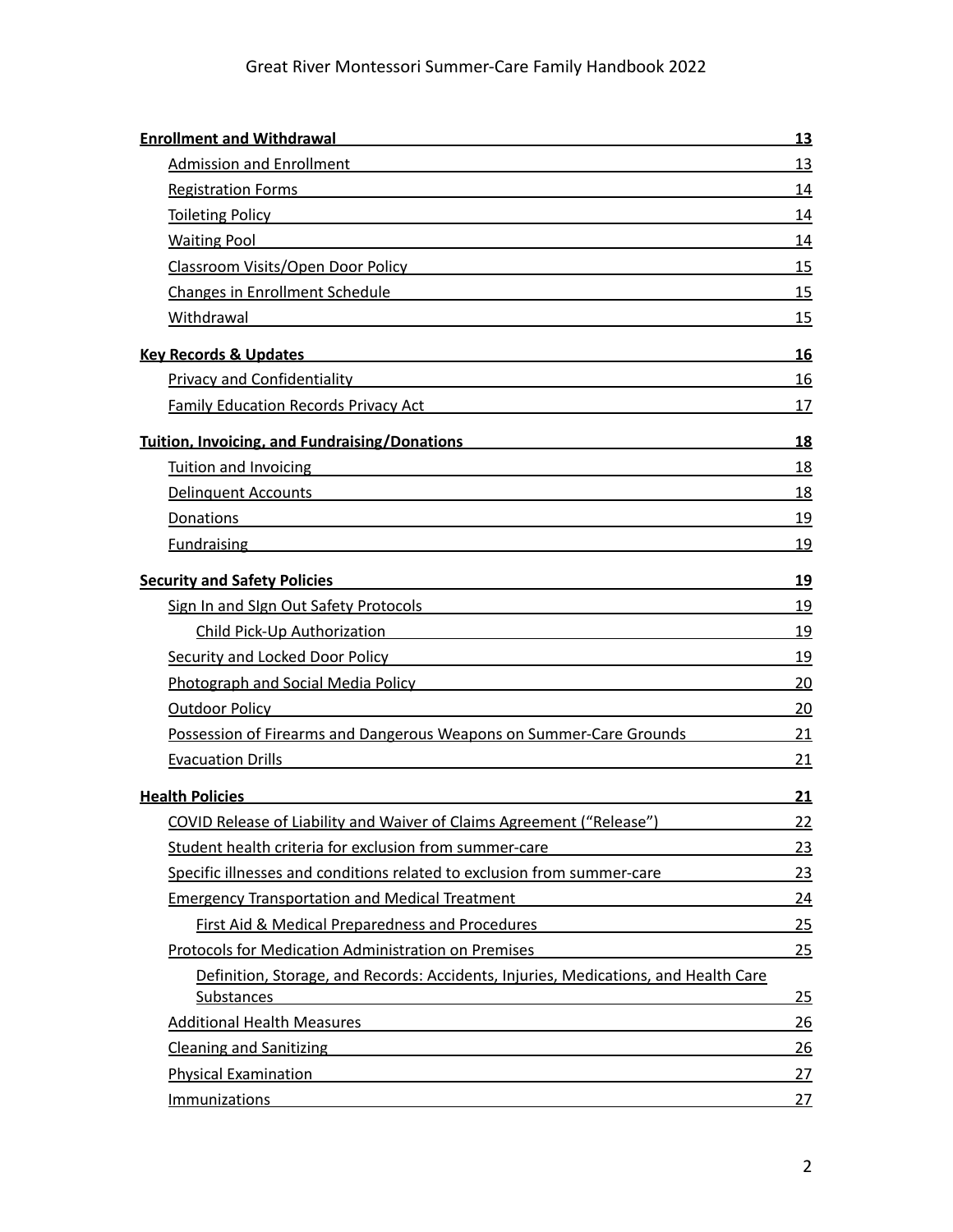**Enrollment and Withdrawal** 13

- Admission and Enrollment 13
- Registration Forms 14
- Toileting Policy 14
- Waiting Pool 14
- Classroom Visits/Open Door Policy 15
- Changes in Enrollment Schedule 15
- Withdrawal 15

**Key Records & Updates** 16

- Privacy and Confidentiality 16
- Family Education Records Privacy Act 17

**Tuition, Invoicing, and Fundraising/Donations** 18

- Tuition and Invoicing 18
- Delinquent Accounts 18
- Donations 19
- Fundraising 19

**Security and Safety Policies** 19

- Sign In and SIgn Out Safety Protocols 19
  - Child Pick-Up Authorization 19
- Security and Locked Door Policy 19
- Photograph and Social Media Policy 20
- Outdoor Policy 20
- Possession of Firearms and Dangerous Weapons on Summer-Care Grounds 21
- Evacuation Drills 21

**Health Policies** 21

- COVID Release of Liability and Waiver of Claims Agreement ("Release") 22
- Student health criteria for exclusion from summer-care 23
- Specific illnesses and conditions related to exclusion from summer-care 23
- Emergency Transportation and Medical Treatment 24
  - First Aid & Medical Preparedness and Procedures 25
- Protocols for Medication Administration on Premises 25
  - Definition, Storage, and Records: Accidents, Injuries, Medications, and Health Care Substances 25
- Additional Health Measures 26
- Cleaning and Sanitizing 26
- Physical Examination 27
- Immunizations 27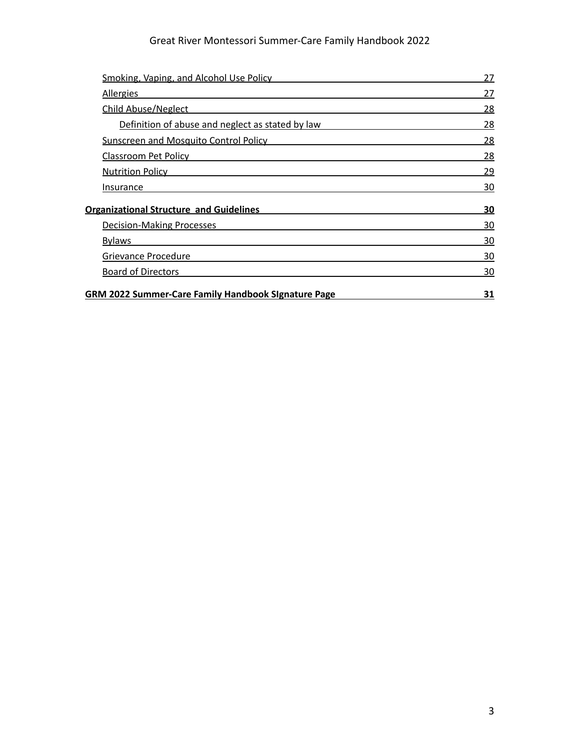- Smoking, Vaping, and Alcohol Use Policy 27
- Allergies 27
- Child Abuse/Neglect 28
    - Definition of abuse and neglect as stated by law 28
- Sunscreen and Mosquito Control Policy 28
- Classroom Pet Policy 28
- Nutrition Policy 29
- Insurance 30

**Organizational Structure and Guidelines 30**

- Decision-Making Processes 30
- Bylaws 30
- Grievance Procedure 30
- Board of Directors 30

**GRM 2022 Summer-Care Family Handbook SIgnature Page 31**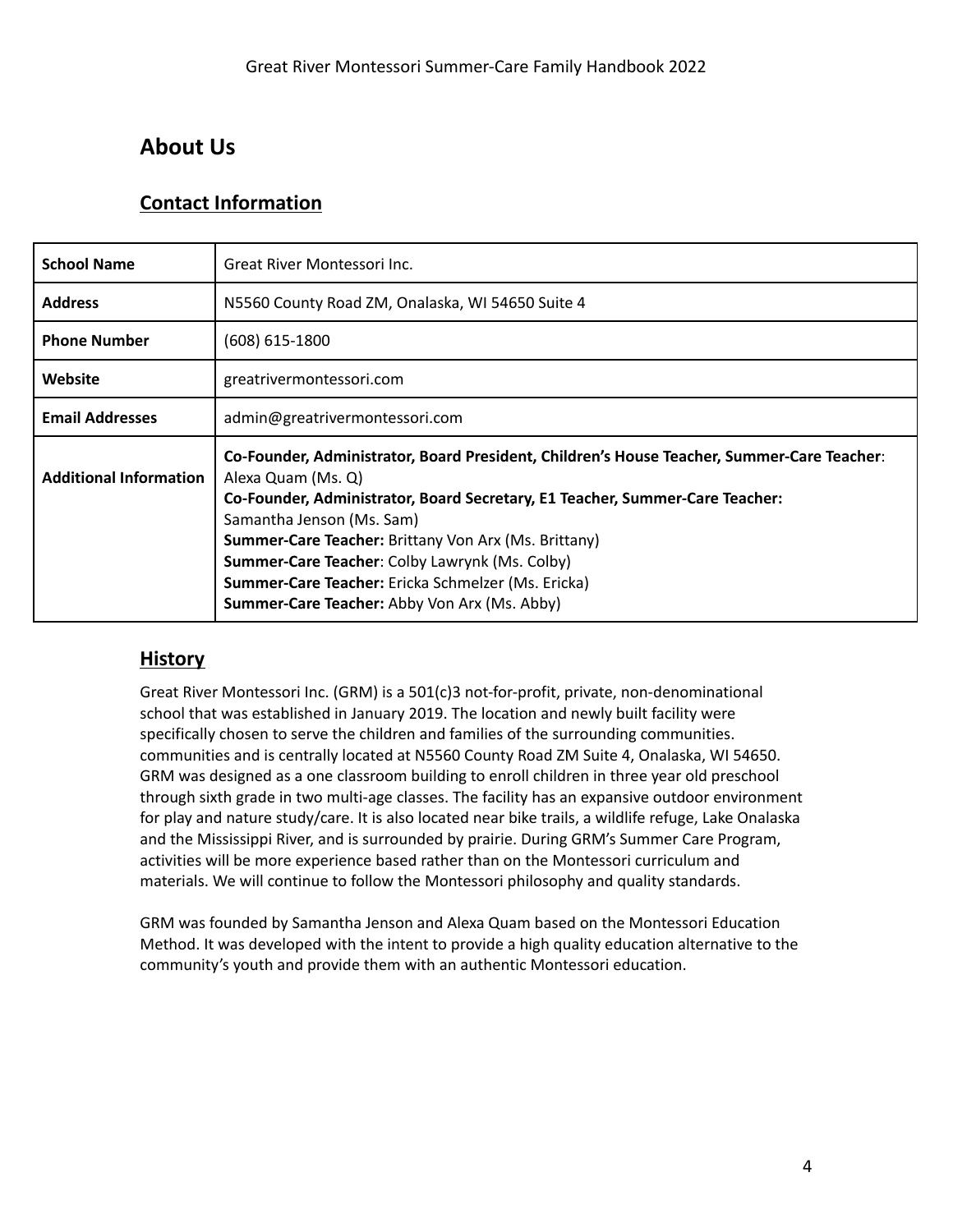## About Us

### Contact Information

| **School Name** | Great River Montessori Inc. |
|---|---|
| **Address** | N5560 County Road ZM, Onalaska, WI 54650 Suite 4 |
| **Phone Number** | (608) 615-1800 |
| **Website** | greatrivermontessori.com |
| **Email Addresses** | admin@greatrivermontessori.com |
| **Additional Information** | **Co-Founder, Administrator, Board President, Children's House Teacher, Summer-Care Teacher**: Alexa Quam (Ms. Q)<br>**Co-Founder, Administrator, Board Secretary, E1 Teacher, Summer-Care Teacher:** Samantha Jenson (Ms. Sam)<br>**Summer-Care Teacher:** Brittany Von Arx (Ms. Brittany)<br>**Summer-Care Teacher**: Colby Lawrynk (Ms. Colby)<br>**Summer-Care Teacher:** Ericka Schmelzer (Ms. Ericka)<br>**Summer-Care Teacher:** Abby Von Arx (Ms. Abby) |

### History

Great River Montessori Inc. (GRM) is a 501(c)3 not-for-profit, private, non-denominational school that was established in January 2019. The location and newly built facility were specifically chosen to serve the children and families of the surrounding communities. communities and is centrally located at N5560 County Road ZM Suite 4, Onalaska, WI 54650. GRM was designed as a one classroom building to enroll children in three year old preschool through sixth grade in two multi-age classes. The facility has an expansive outdoor environment for play and nature study/care. It is also located near bike trails, a wildlife refuge, Lake Onalaska and the Mississippi River, and is surrounded by prairie. During GRM's Summer Care Program, activities will be more experience based rather than on the Montessori curriculum and materials. We will continue to follow the Montessori philosophy and quality standards.

GRM was founded by Samantha Jenson and Alexa Quam based on the Montessori Education Method. It was developed with the intent to provide a high quality education alternative to the community's youth and provide them with an authentic Montessori education.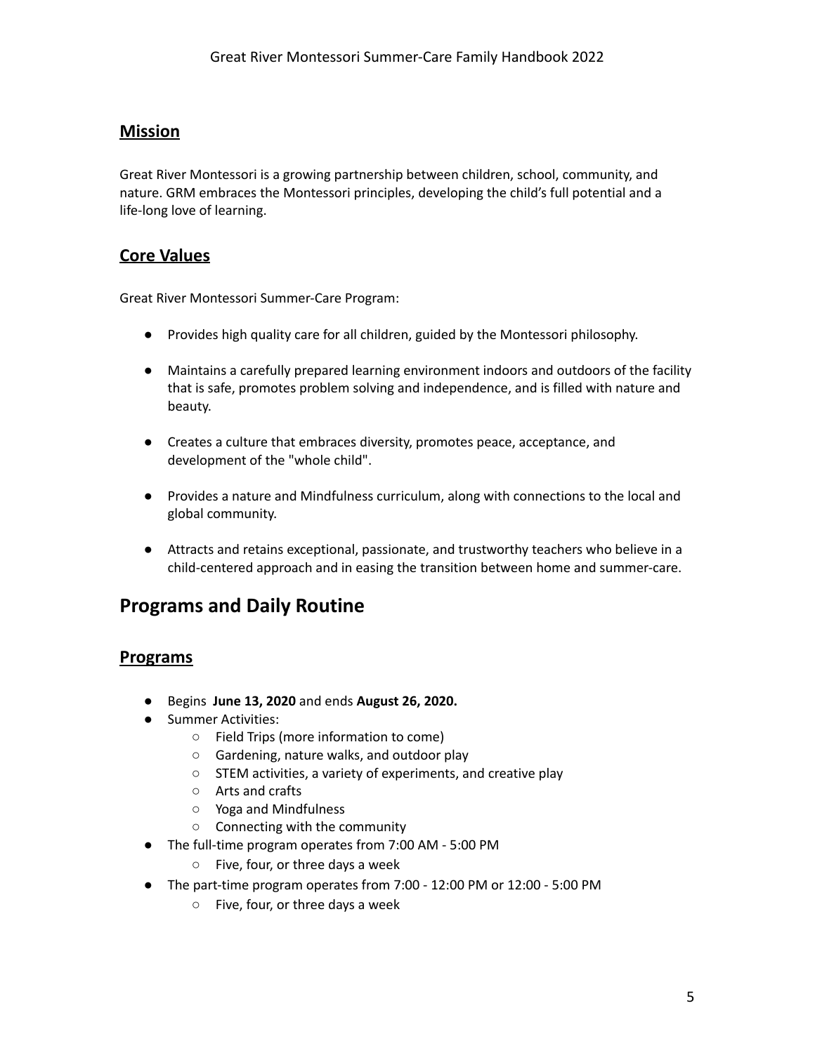## Mission

Great River Montessori is a growing partnership between children, school, community, and nature. GRM embraces the Montessori principles, developing the child's full potential and a life-long love of learning.

## Core Values

Great River Montessori Summer-Care Program:

- Provides high quality care for all children, guided by the Montessori philosophy.
- Maintains a carefully prepared learning environment indoors and outdoors of the facility that is safe, promotes problem solving and independence, and is filled with nature and beauty.
- Creates a culture that embraces diversity, promotes peace, acceptance, and development of the "whole child".
- Provides a nature and Mindfulness curriculum, along with connections to the local and global community.
- Attracts and retains exceptional, passionate, and trustworthy teachers who believe in a child-centered approach and in easing the transition between home and summer-care.

# Programs and Daily Routine

## Programs

- Begins **June 13, 2020** and ends **August 26, 2020.**
- Summer Activities:
  - Field Trips (more information to come)
  - Gardening, nature walks, and outdoor play
  - STEM activities, a variety of experiments, and creative play
  - Arts and crafts
  - Yoga and Mindfulness
  - Connecting with the community
- The full-time program operates from 7:00 AM - 5:00 PM
  - Five, four, or three days a week
- The part-time program operates from 7:00 - 12:00 PM or 12:00 - 5:00 PM
  - Five, four, or three days a week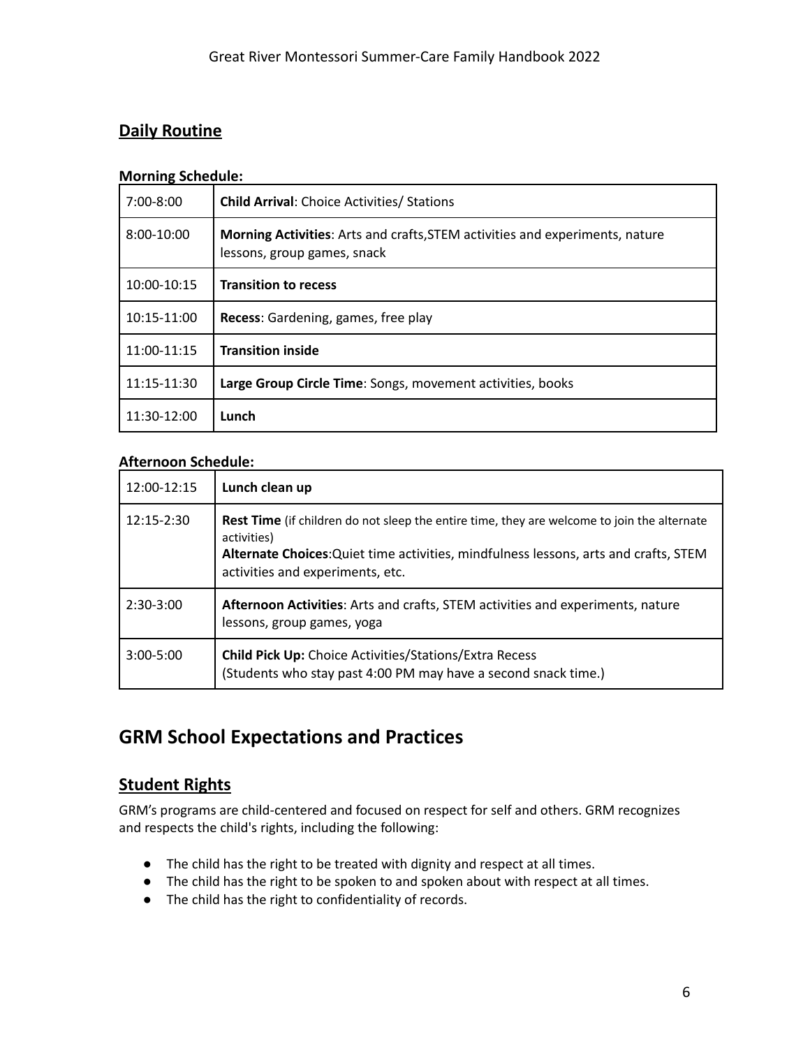## Daily Routine

**Morning Schedule:**

| 7:00-8:00 | **Child Arrival**: Choice Activities/ Stations |
|---|---|
| 8:00-10:00 | **Morning Activities**: Arts and crafts,STEM activities and experiments, nature lessons, group games, snack |
| 10:00-10:15 | **Transition to recess** |
| 10:15-11:00 | **Recess**: Gardening, games, free play |
| 11:00-11:15 | **Transition inside** |
| 11:15-11:30 | **Large Group Circle Time**: Songs, movement activities, books |
| 11:30-12:00 | **Lunch** |

**Afternoon Schedule:**

| 12:00-12:15 | **Lunch clean up** |
|---|---|
| 12:15-2:30 | **Rest Time** (if children do not sleep the entire time, they are welcome to join the alternate activities)<br>**Alternate Choices**:Quiet time activities, mindfulness lessons, arts and crafts, STEM activities and experiments, etc. |
| 2:30-3:00 | **Afternoon Activities**: Arts and crafts, STEM activities and experiments, nature lessons, group games, yoga |
| 3:00-5:00 | **Child Pick Up:** Choice Activities/Stations/Extra Recess<br>(Students who stay past 4:00 PM may have a second snack time.) |

# GRM School Expectations and Practices

## Student Rights

GRM's programs are child-centered and focused on respect for self and others. GRM recognizes and respects the child's rights, including the following:

- The child has the right to be treated with dignity and respect at all times.
- The child has the right to be spoken to and spoken about with respect at all times.
- The child has the right to confidentiality of records.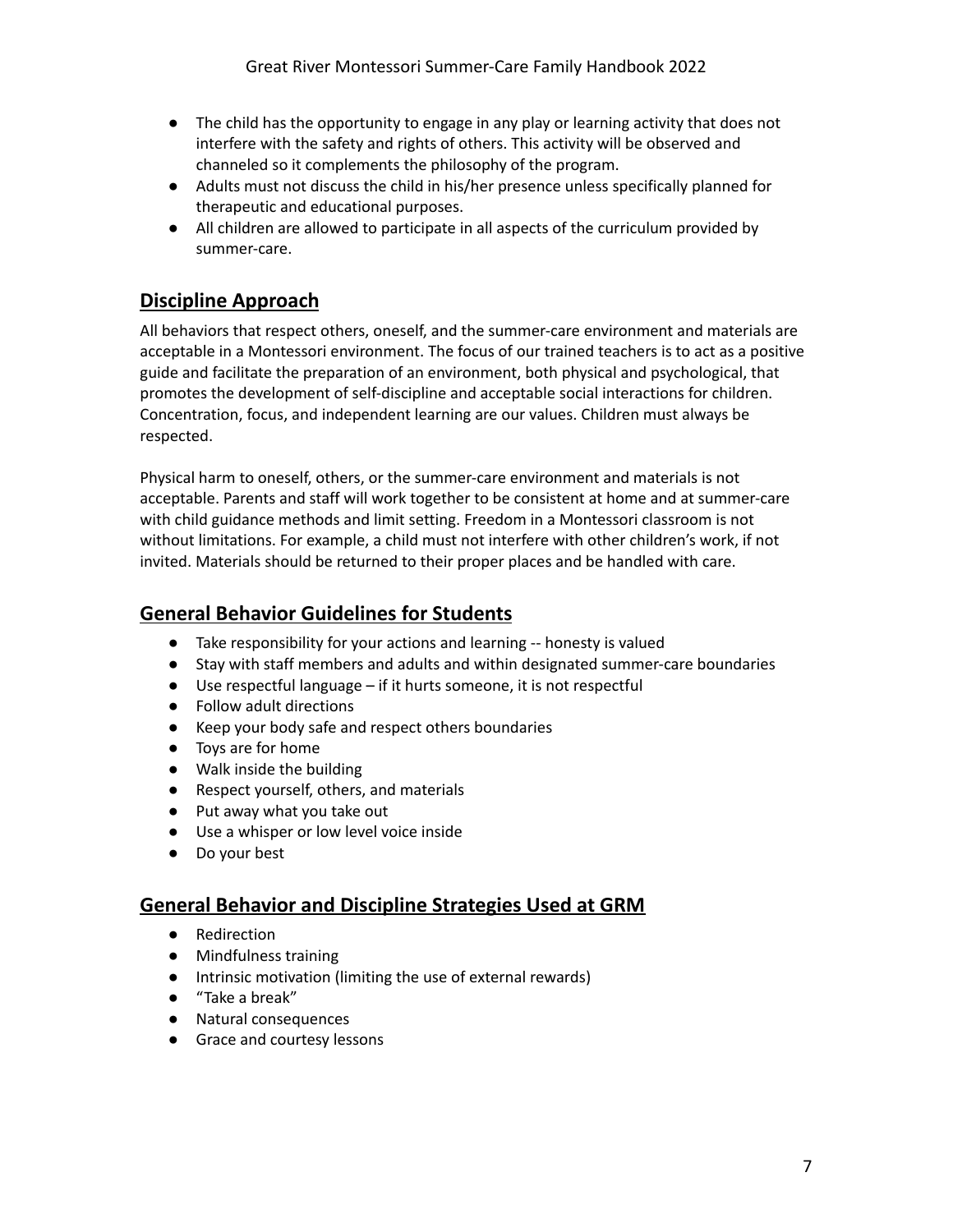- The child has the opportunity to engage in any play or learning activity that does not interfere with the safety and rights of others. This activity will be observed and channeled so it complements the philosophy of the program.
- Adults must not discuss the child in his/her presence unless specifically planned for therapeutic and educational purposes.
- All children are allowed to participate in all aspects of the curriculum provided by summer-care.

## Discipline Approach

All behaviors that respect others, oneself, and the summer-care environment and materials are acceptable in a Montessori environment. The focus of our trained teachers is to act as a positive guide and facilitate the preparation of an environment, both physical and psychological, that promotes the development of self-discipline and acceptable social interactions for children. Concentration, focus, and independent learning are our values. Children must always be respected.

Physical harm to oneself, others, or the summer-care environment and materials is not acceptable. Parents and staff will work together to be consistent at home and at summer-care with child guidance methods and limit setting. Freedom in a Montessori classroom is not without limitations. For example, a child must not interfere with other children's work, if not invited. Materials should be returned to their proper places and be handled with care.

## General Behavior Guidelines for Students

- Take responsibility for your actions and learning -- honesty is valued
- Stay with staff members and adults and within designated summer-care boundaries
- Use respectful language – if it hurts someone, it is not respectful
- Follow adult directions
- Keep your body safe and respect others boundaries
- Toys are for home
- Walk inside the building
- Respect yourself, others, and materials
- Put away what you take out
- Use a whisper or low level voice inside
- Do your best

## General Behavior and Discipline Strategies Used at GRM

- Redirection
- Mindfulness training
- Intrinsic motivation (limiting the use of external rewards)
- "Take a break"
- Natural consequences
- Grace and courtesy lessons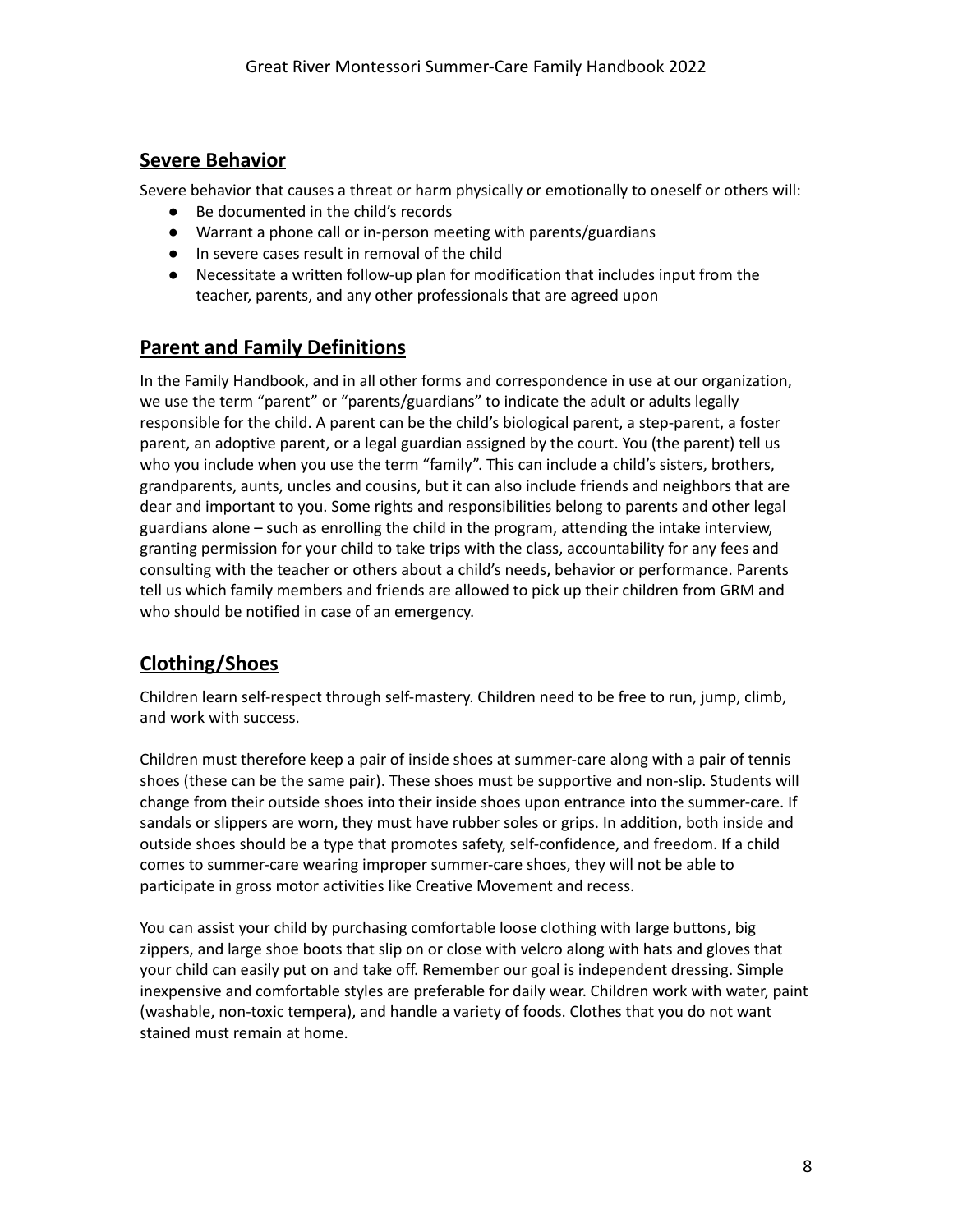## Severe Behavior

Severe behavior that causes a threat or harm physically or emotionally to oneself or others will:

- Be documented in the child's records
- Warrant a phone call or in-person meeting with parents/guardians
- In severe cases result in removal of the child
- Necessitate a written follow-up plan for modification that includes input from the teacher, parents, and any other professionals that are agreed upon

## Parent and Family Definitions

In the Family Handbook, and in all other forms and correspondence in use at our organization, we use the term "parent" or "parents/guardians" to indicate the adult or adults legally responsible for the child. A parent can be the child's biological parent, a step-parent, a foster parent, an adoptive parent, or a legal guardian assigned by the court. You (the parent) tell us who you include when you use the term "family". This can include a child's sisters, brothers, grandparents, aunts, uncles and cousins, but it can also include friends and neighbors that are dear and important to you. Some rights and responsibilities belong to parents and other legal guardians alone – such as enrolling the child in the program, attending the intake interview, granting permission for your child to take trips with the class, accountability for any fees and consulting with the teacher or others about a child's needs, behavior or performance. Parents tell us which family members and friends are allowed to pick up their children from GRM and who should be notified in case of an emergency.

## Clothing/Shoes

Children learn self-respect through self-mastery. Children need to be free to run, jump, climb, and work with success.

Children must therefore keep a pair of inside shoes at summer-care along with a pair of tennis shoes (these can be the same pair). These shoes must be supportive and non-slip. Students will change from their outside shoes into their inside shoes upon entrance into the summer-care. If sandals or slippers are worn, they must have rubber soles or grips. In addition, both inside and outside shoes should be a type that promotes safety, self-confidence, and freedom. If a child comes to summer-care wearing improper summer-care shoes, they will not be able to participate in gross motor activities like Creative Movement and recess.

You can assist your child by purchasing comfortable loose clothing with large buttons, big zippers, and large shoe boots that slip on or close with velcro along with hats and gloves that your child can easily put on and take off. Remember our goal is independent dressing. Simple inexpensive and comfortable styles are preferable for daily wear. Children work with water, paint (washable, non-toxic tempera), and handle a variety of foods. Clothes that you do not want stained must remain at home.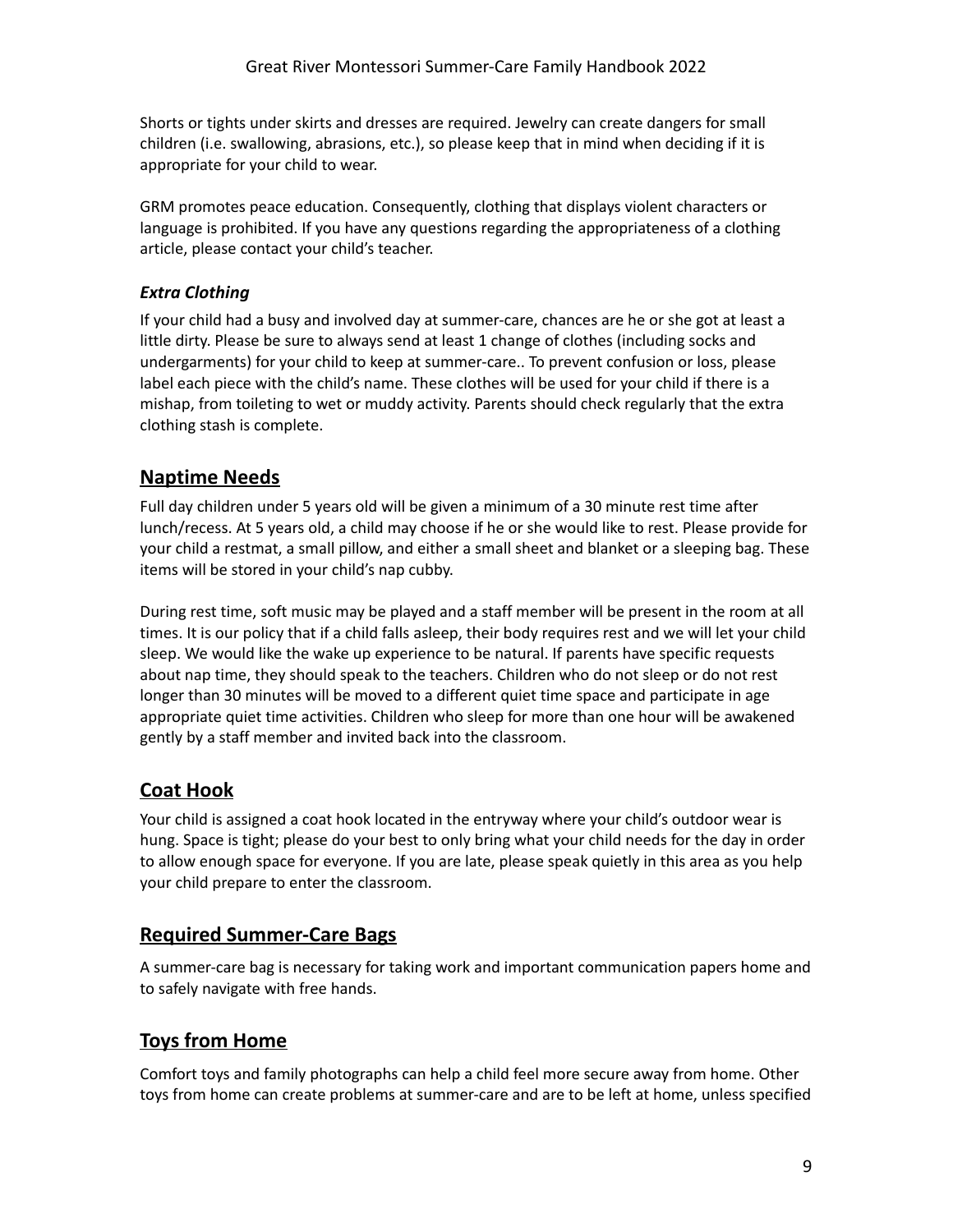Shorts or tights under skirts and dresses are required. Jewelry can create dangers for small children (i.e. swallowing, abrasions, etc.), so please keep that in mind when deciding if it is appropriate for your child to wear.

GRM promotes peace education. Consequently, clothing that displays violent characters or language is prohibited. If you have any questions regarding the appropriateness of a clothing article, please contact your child's teacher.

### ***Extra Clothing***

If your child had a busy and involved day at summer-care, chances are he or she got at least a little dirty. Please be sure to always send at least 1 change of clothes (including socks and undergarments) for your child to keep at summer-care.. To prevent confusion or loss, please label each piece with the child's name. These clothes will be used for your child if there is a mishap, from toileting to wet or muddy activity. Parents should check regularly that the extra clothing stash is complete.

## Naptime Needs

Full day children under 5 years old will be given a minimum of a 30 minute rest time after lunch/recess. At 5 years old, a child may choose if he or she would like to rest. Please provide for your child a restmat, a small pillow, and either a small sheet and blanket or a sleeping bag. These items will be stored in your child's nap cubby.

During rest time, soft music may be played and a staff member will be present in the room at all times. It is our policy that if a child falls asleep, their body requires rest and we will let your child sleep. We would like the wake up experience to be natural. If parents have specific requests about nap time, they should speak to the teachers. Children who do not sleep or do not rest longer than 30 minutes will be moved to a different quiet time space and participate in age appropriate quiet time activities. Children who sleep for more than one hour will be awakened gently by a staff member and invited back into the classroom.

## Coat Hook

Your child is assigned a coat hook located in the entryway where your child's outdoor wear is hung. Space is tight; please do your best to only bring what your child needs for the day in order to allow enough space for everyone. If you are late, please speak quietly in this area as you help your child prepare to enter the classroom.

## Required Summer-Care Bags

A summer-care bag is necessary for taking work and important communication papers home and to safely navigate with free hands.

## Toys from Home

Comfort toys and family photographs can help a child feel more secure away from home. Other toys from home can create problems at summer-care and are to be left at home, unless specified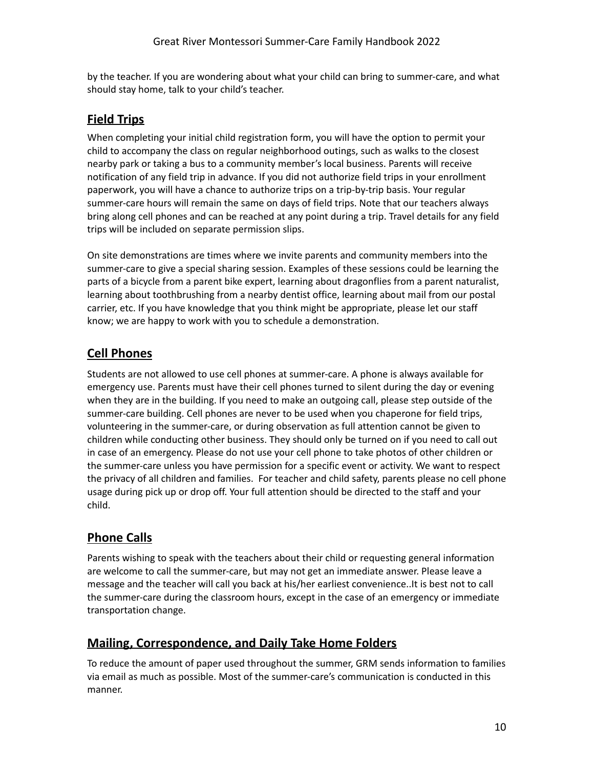by the teacher. If you are wondering about what your child can bring to summer-care, and what should stay home, talk to your child's teacher.

## Field Trips

When completing your initial child registration form, you will have the option to permit your child to accompany the class on regular neighborhood outings, such as walks to the closest nearby park or taking a bus to a community member's local business. Parents will receive notification of any field trip in advance. If you did not authorize field trips in your enrollment paperwork, you will have a chance to authorize trips on a trip-by-trip basis. Your regular summer-care hours will remain the same on days of field trips. Note that our teachers always bring along cell phones and can be reached at any point during a trip. Travel details for any field trips will be included on separate permission slips.

On site demonstrations are times where we invite parents and community members into the summer-care to give a special sharing session. Examples of these sessions could be learning the parts of a bicycle from a parent bike expert, learning about dragonflies from a parent naturalist, learning about toothbrushing from a nearby dentist office, learning about mail from our postal carrier, etc. If you have knowledge that you think might be appropriate, please let our staff know; we are happy to work with you to schedule a demonstration.

## Cell Phones

Students are not allowed to use cell phones at summer-care. A phone is always available for emergency use. Parents must have their cell phones turned to silent during the day or evening when they are in the building. If you need to make an outgoing call, please step outside of the summer-care building. Cell phones are never to be used when you chaperone for field trips, volunteering in the summer-care, or during observation as full attention cannot be given to children while conducting other business. They should only be turned on if you need to call out in case of an emergency. Please do not use your cell phone to take photos of other children or the summer-care unless you have permission for a specific event or activity. We want to respect the privacy of all children and families.  For teacher and child safety, parents please no cell phone usage during pick up or drop off. Your full attention should be directed to the staff and your child.

## Phone Calls

Parents wishing to speak with the teachers about their child or requesting general information are welcome to call the summer-care, but may not get an immediate answer. Please leave a message and the teacher will call you back at his/her earliest convenience..It is best not to call the summer-care during the classroom hours, except in the case of an emergency or immediate transportation change.

## Mailing, Correspondence, and Daily Take Home Folders

To reduce the amount of paper used throughout the summer, GRM sends information to families via email as much as possible. Most of the summer-care's communication is conducted in this manner.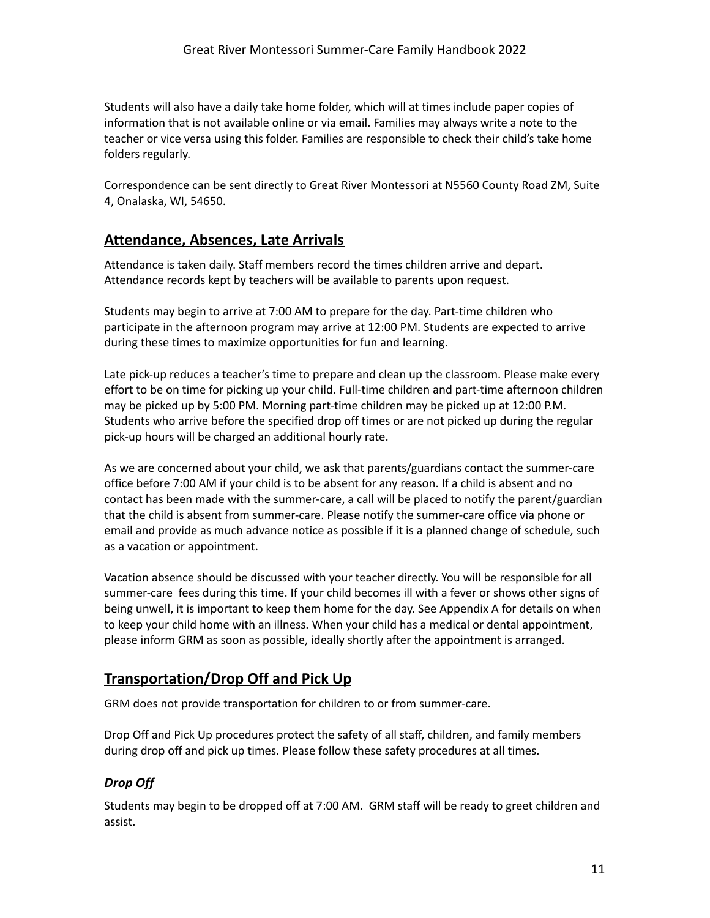Students will also have a daily take home folder, which will at times include paper copies of information that is not available online or via email. Families may always write a note to the teacher or vice versa using this folder. Families are responsible to check their child's take home folders regularly.

Correspondence can be sent directly to Great River Montessori at N5560 County Road ZM, Suite 4, Onalaska, WI, 54650.

## Attendance, Absences, Late Arrivals

Attendance is taken daily. Staff members record the times children arrive and depart. Attendance records kept by teachers will be available to parents upon request.

Students may begin to arrive at 7:00 AM to prepare for the day. Part-time children who participate in the afternoon program may arrive at 12:00 PM. Students are expected to arrive during these times to maximize opportunities for fun and learning.

Late pick-up reduces a teacher's time to prepare and clean up the classroom. Please make every effort to be on time for picking up your child. Full-time children and part-time afternoon children may be picked up by 5:00 PM. Morning part-time children may be picked up at 12:00 P.M. Students who arrive before the specified drop off times or are not picked up during the regular pick-up hours will be charged an additional hourly rate.

As we are concerned about your child, we ask that parents/guardians contact the summer-care office before 7:00 AM if your child is to be absent for any reason. If a child is absent and no contact has been made with the summer-care, a call will be placed to notify the parent/guardian that the child is absent from summer-care. Please notify the summer-care office via phone or email and provide as much advance notice as possible if it is a planned change of schedule, such as a vacation or appointment.

Vacation absence should be discussed with your teacher directly. You will be responsible for all summer-care fees during this time. If your child becomes ill with a fever or shows other signs of being unwell, it is important to keep them home for the day. See Appendix A for details on when to keep your child home with an illness. When your child has a medical or dental appointment, please inform GRM as soon as possible, ideally shortly after the appointment is arranged.

## Transportation/Drop Off and Pick Up

GRM does not provide transportation for children to or from summer-care.

Drop Off and Pick Up procedures protect the safety of all staff, children, and family members during drop off and pick up times. Please follow these safety procedures at all times.

### *Drop Off*

Students may begin to be dropped off at 7:00 AM. GRM staff will be ready to greet children and assist.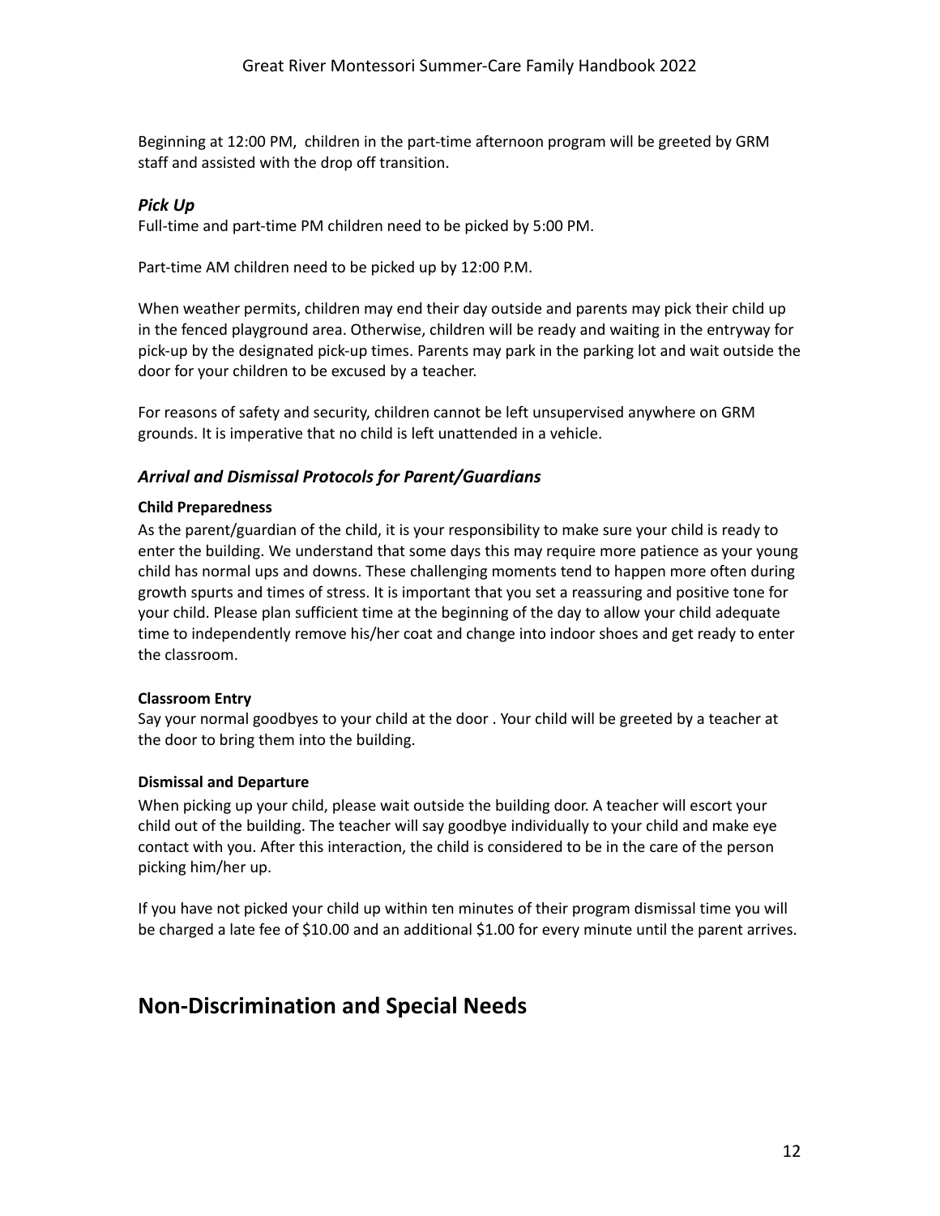Beginning at 12:00 PM, children in the part-time afternoon program will be greeted by GRM staff and assisted with the drop off transition.

### *Pick Up*

Full-time and part-time PM children need to be picked by 5:00 PM.

Part-time AM children need to be picked up by 12:00 P.M.

When weather permits, children may end their day outside and parents may pick their child up in the fenced playground area. Otherwise, children will be ready and waiting in the entryway for pick-up by the designated pick-up times. Parents may park in the parking lot and wait outside the door for your children to be excused by a teacher.

For reasons of safety and security, children cannot be left unsupervised anywhere on GRM grounds. It is imperative that no child is left unattended in a vehicle.

### *Arrival and Dismissal Protocols for Parent/Guardians*

**Child Preparedness**

As the parent/guardian of the child, it is your responsibility to make sure your child is ready to enter the building. We understand that some days this may require more patience as your young child has normal ups and downs. These challenging moments tend to happen more often during growth spurts and times of stress. It is important that you set a reassuring and positive tone for your child. Please plan sufficient time at the beginning of the day to allow your child adequate time to independently remove his/her coat and change into indoor shoes and get ready to enter the classroom.

**Classroom Entry**

Say your normal goodbyes to your child at the door . Your child will be greeted by a teacher at the door to bring them into the building.

**Dismissal and Departure**

When picking up your child, please wait outside the building door. A teacher will escort your child out of the building. The teacher will say goodbye individually to your child and make eye contact with you. After this interaction, the child is considered to be in the care of the person picking him/her up.

If you have not picked your child up within ten minutes of their program dismissal time you will be charged a late fee of $10.00 and an additional $1.00 for every minute until the parent arrives.

## Non-Discrimination and Special Needs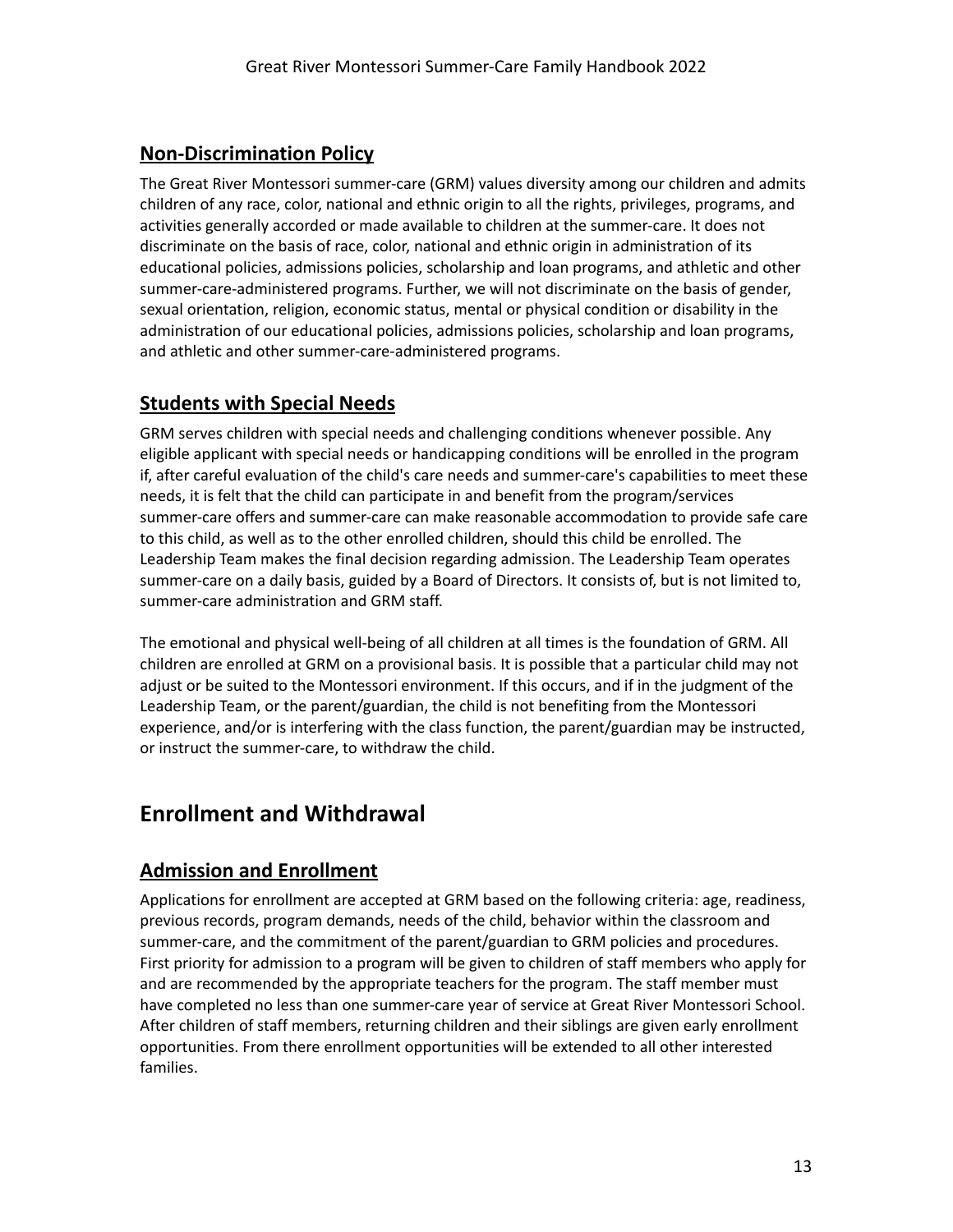## Non-Discrimination Policy

The Great River Montessori summer-care (GRM) values diversity among our children and admits children of any race, color, national and ethnic origin to all the rights, privileges, programs, and activities generally accorded or made available to children at the summer-care. It does not discriminate on the basis of race, color, national and ethnic origin in administration of its educational policies, admissions policies, scholarship and loan programs, and athletic and other summer-care-administered programs. Further, we will not discriminate on the basis of gender, sexual orientation, religion, economic status, mental or physical condition or disability in the administration of our educational policies, admissions policies, scholarship and loan programs, and athletic and other summer-care-administered programs.

## Students with Special Needs

GRM serves children with special needs and challenging conditions whenever possible. Any eligible applicant with special needs or handicapping conditions will be enrolled in the program if, after careful evaluation of the child's care needs and summer-care's capabilities to meet these needs, it is felt that the child can participate in and benefit from the program/services summer-care offers and summer-care can make reasonable accommodation to provide safe care to this child, as well as to the other enrolled children, should this child be enrolled. The Leadership Team makes the final decision regarding admission. The Leadership Team operates summer-care on a daily basis, guided by a Board of Directors. It consists of, but is not limited to, summer-care administration and GRM staff.

The emotional and physical well-being of all children at all times is the foundation of GRM. All children are enrolled at GRM on a provisional basis. It is possible that a particular child may not adjust or be suited to the Montessori environment. If this occurs, and if in the judgment of the Leadership Team, or the parent/guardian, the child is not benefiting from the Montessori experience, and/or is interfering with the class function, the parent/guardian may be instructed, or instruct the summer-care, to withdraw the child.

# Enrollment and Withdrawal

## Admission and Enrollment

Applications for enrollment are accepted at GRM based on the following criteria: age, readiness, previous records, program demands, needs of the child, behavior within the classroom and summer-care, and the commitment of the parent/guardian to GRM policies and procedures. First priority for admission to a program will be given to children of staff members who apply for and are recommended by the appropriate teachers for the program. The staff member must have completed no less than one summer-care year of service at Great River Montessori School. After children of staff members, returning children and their siblings are given early enrollment opportunities. From there enrollment opportunities will be extended to all other interested families.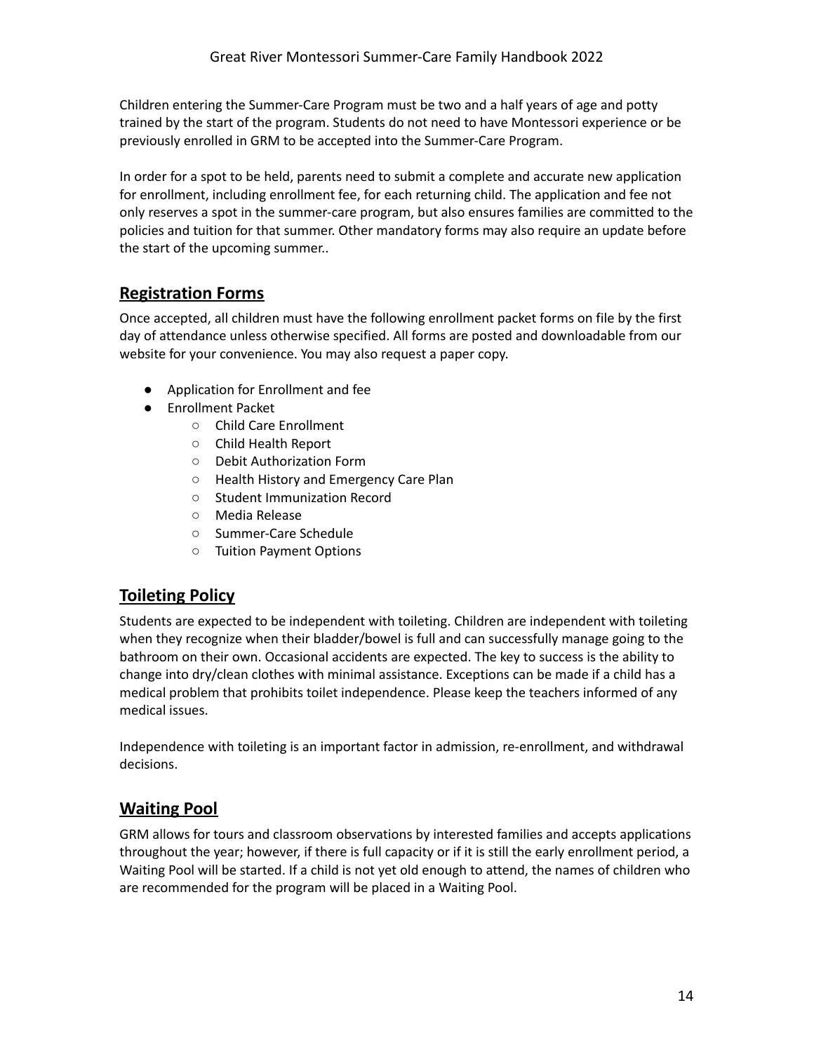Children entering the Summer-Care Program must be two and a half years of age and potty trained by the start of the program. Students do not need to have Montessori experience or be previously enrolled in GRM to be accepted into the Summer-Care Program.

In order for a spot to be held, parents need to submit a complete and accurate new application for enrollment, including enrollment fee, for each returning child. The application and fee not only reserves a spot in the summer-care program, but also ensures families are committed to the policies and tuition for that summer. Other mandatory forms may also require an update before the start of the upcoming summer..

## Registration Forms

Once accepted, all children must have the following enrollment packet forms on file by the first day of attendance unless otherwise specified. All forms are posted and downloadable from our website for your convenience. You may also request a paper copy.

- Application for Enrollment and fee
- Enrollment Packet
  - Child Care Enrollment
  - Child Health Report
  - Debit Authorization Form
  - Health History and Emergency Care Plan
  - Student Immunization Record
  - Media Release
  - Summer-Care Schedule
  - Tuition Payment Options

## Toileting Policy

Students are expected to be independent with toileting. Children are independent with toileting when they recognize when their bladder/bowel is full and can successfully manage going to the bathroom on their own. Occasional accidents are expected. The key to success is the ability to change into dry/clean clothes with minimal assistance. Exceptions can be made if a child has a medical problem that prohibits toilet independence. Please keep the teachers informed of any medical issues.

Independence with toileting is an important factor in admission, re-enrollment, and withdrawal decisions.

## Waiting Pool

GRM allows for tours and classroom observations by interested families and accepts applications throughout the year; however, if there is full capacity or if it is still the early enrollment period, a Waiting Pool will be started. If a child is not yet old enough to attend, the names of children who are recommended for the program will be placed in a Waiting Pool.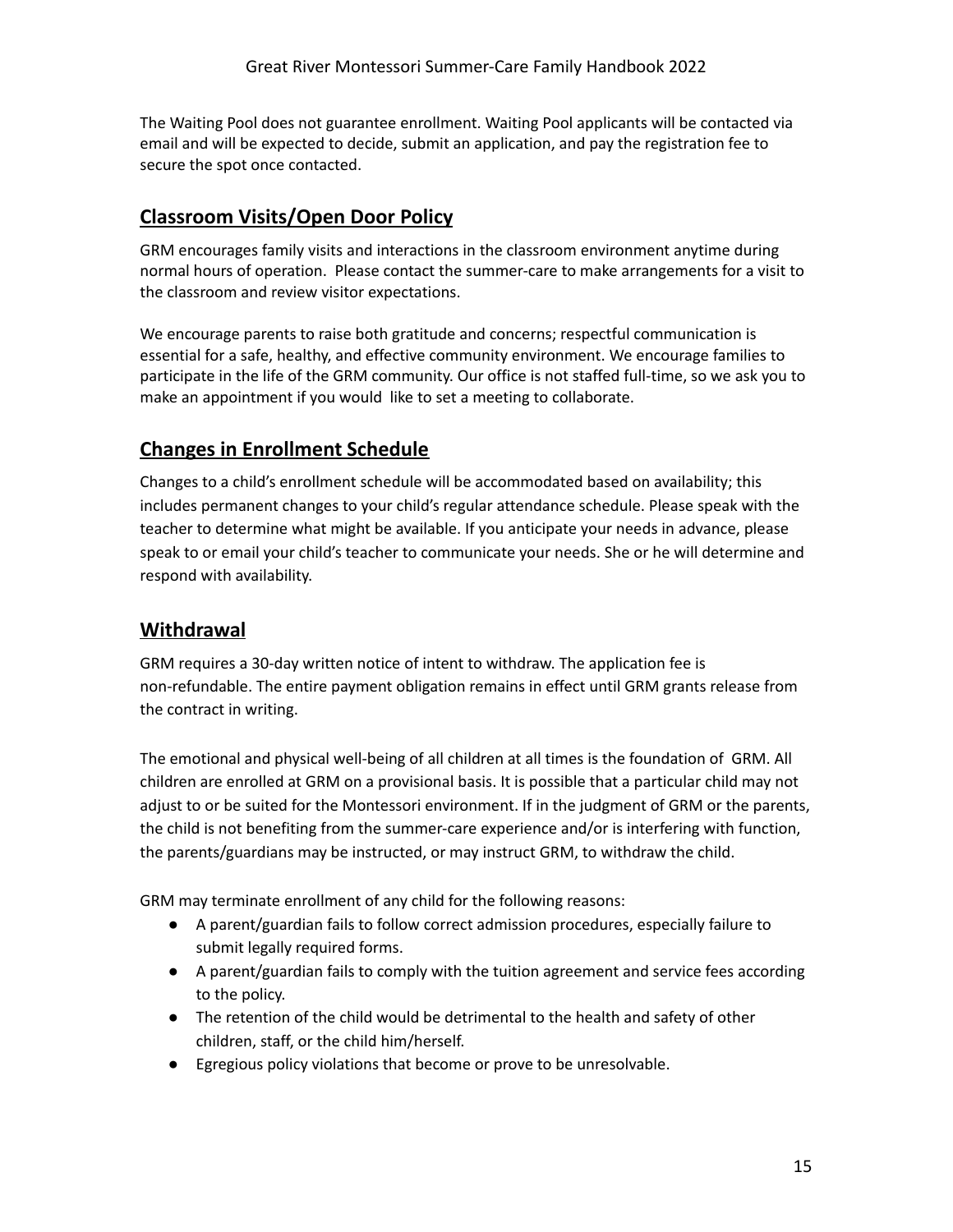The Waiting Pool does not guarantee enrollment. Waiting Pool applicants will be contacted via email and will be expected to decide, submit an application, and pay the registration fee to secure the spot once contacted.

## Classroom Visits/Open Door Policy

GRM encourages family visits and interactions in the classroom environment anytime during normal hours of operation. Please contact the summer-care to make arrangements for a visit to the classroom and review visitor expectations.

We encourage parents to raise both gratitude and concerns; respectful communication is essential for a safe, healthy, and effective community environment. We encourage families to participate in the life of the GRM community. Our office is not staffed full-time, so we ask you to make an appointment if you would like to set a meeting to collaborate.

## Changes in Enrollment Schedule

Changes to a child's enrollment schedule will be accommodated based on availability; this includes permanent changes to your child's regular attendance schedule. Please speak with the teacher to determine what might be available. If you anticipate your needs in advance, please speak to or email your child's teacher to communicate your needs. She or he will determine and respond with availability.

## Withdrawal

GRM requires a 30-day written notice of intent to withdraw. The application fee is non-refundable. The entire payment obligation remains in effect until GRM grants release from the contract in writing.

The emotional and physical well-being of all children at all times is the foundation of GRM. All children are enrolled at GRM on a provisional basis. It is possible that a particular child may not adjust to or be suited for the Montessori environment. If in the judgment of GRM or the parents, the child is not benefiting from the summer-care experience and/or is interfering with function, the parents/guardians may be instructed, or may instruct GRM, to withdraw the child.

GRM may terminate enrollment of any child for the following reasons:

- A parent/guardian fails to follow correct admission procedures, especially failure to submit legally required forms.
- A parent/guardian fails to comply with the tuition agreement and service fees according to the policy.
- The retention of the child would be detrimental to the health and safety of other children, staff, or the child him/herself.
- Egregious policy violations that become or prove to be unresolvable.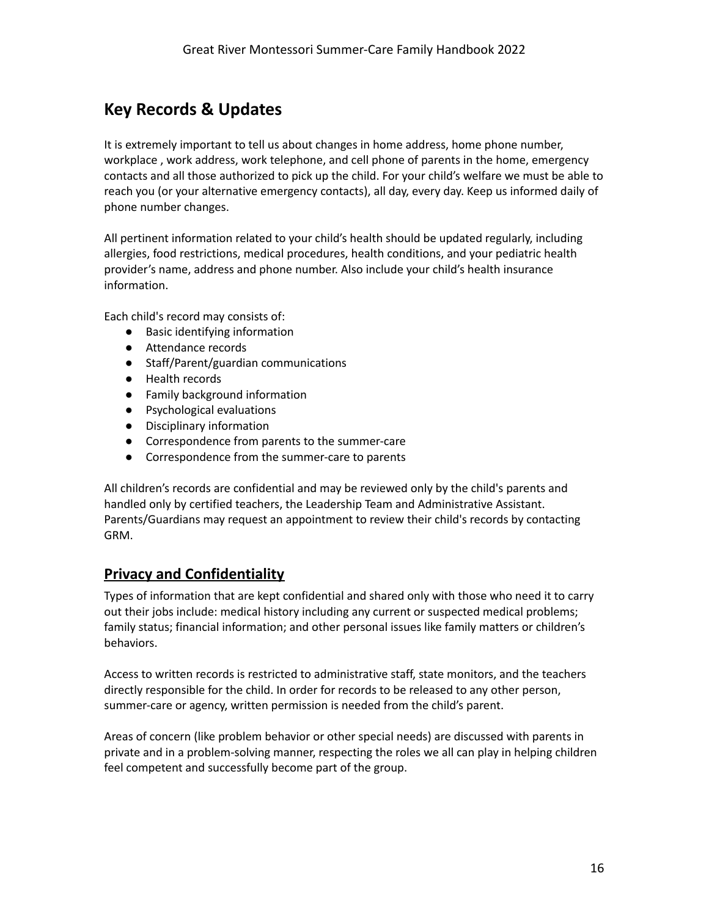## Key Records & Updates

It is extremely important to tell us about changes in home address, home phone number, workplace , work address, work telephone, and cell phone of parents in the home, emergency contacts and all those authorized to pick up the child. For your child's welfare we must be able to reach you (or your alternative emergency contacts), all day, every day. Keep us informed daily of phone number changes.

All pertinent information related to your child's health should be updated regularly, including allergies, food restrictions, medical procedures, health conditions, and your pediatric health provider's name, address and phone number. Also include your child's health insurance information.

Each child's record may consists of:

- Basic identifying information
- Attendance records
- Staff/Parent/guardian communications
- Health records
- Family background information
- Psychological evaluations
- Disciplinary information
- Correspondence from parents to the summer-care
- Correspondence from the summer-care to parents

All children's records are confidential and may be reviewed only by the child's parents and handled only by certified teachers, the Leadership Team and Administrative Assistant. Parents/Guardians may request an appointment to review their child's records by contacting GRM.

### **Privacy and Confidentiality**

Types of information that are kept confidential and shared only with those who need it to carry out their jobs include: medical history including any current or suspected medical problems; family status; financial information; and other personal issues like family matters or children's behaviors.

Access to written records is restricted to administrative staff, state monitors, and the teachers directly responsible for the child. In order for records to be released to any other person, summer-care or agency, written permission is needed from the child's parent.

Areas of concern (like problem behavior or other special needs) are discussed with parents in private and in a problem-solving manner, respecting the roles we all can play in helping children feel competent and successfully become part of the group.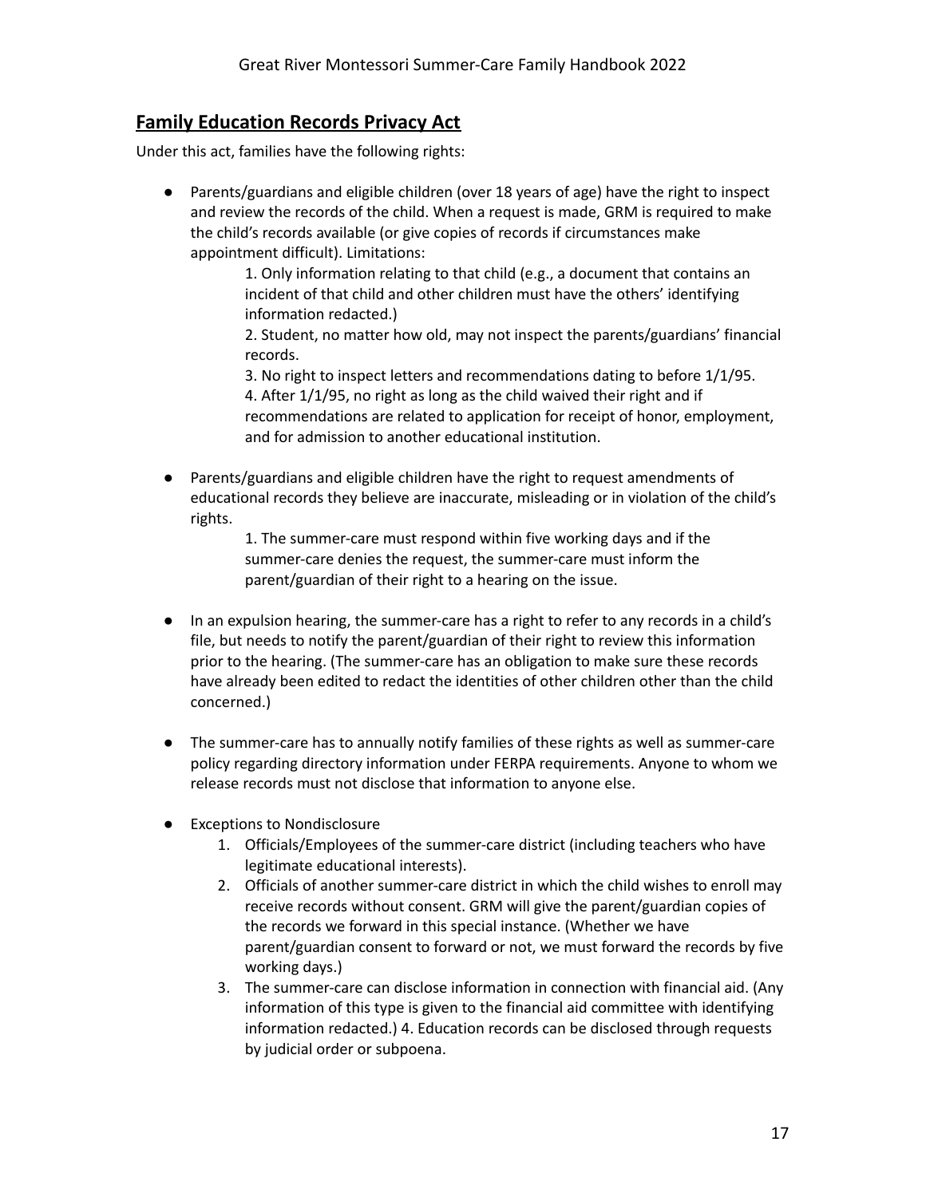## Family Education Records Privacy Act

Under this act, families have the following rights:

- Parents/guardians and eligible children (over 18 years of age) have the right to inspect and review the records of the child. When a request is made, GRM is required to make the child's records available (or give copies of records if circumstances make appointment difficult). Limitations:

    1. Only information relating to that child (e.g., a document that contains an incident of that child and other children must have the others' identifying information redacted.)
    2. Student, no matter how old, may not inspect the parents/guardians' financial records.
    3. No right to inspect letters and recommendations dating to before 1/1/95.
    4. After 1/1/95, no right as long as the child waived their right and if recommendations are related to application for receipt of honor, employment, and for admission to another educational institution.

- Parents/guardians and eligible children have the right to request amendments of educational records they believe are inaccurate, misleading or in violation of the child's rights.

    1. The summer-care must respond within five working days and if the summer-care denies the request, the summer-care must inform the parent/guardian of their right to a hearing on the issue.

- In an expulsion hearing, the summer-care has a right to refer to any records in a child's file, but needs to notify the parent/guardian of their right to review this information prior to the hearing. (The summer-care has an obligation to make sure these records have already been edited to redact the identities of other children other than the child concerned.)

- The summer-care has to annually notify families of these rights as well as summer-care policy regarding directory information under FERPA requirements. Anyone to whom we release records must not disclose that information to anyone else.

- Exceptions to Nondisclosure
    1. Officials/Employees of the summer-care district (including teachers who have legitimate educational interests).
    2. Officials of another summer-care district in which the child wishes to enroll may receive records without consent. GRM will give the parent/guardian copies of the records we forward in this special instance. (Whether we have parent/guardian consent to forward or not, we must forward the records by five working days.)
    3. The summer-care can disclose information in connection with financial aid. (Any information of this type is given to the financial aid committee with identifying information redacted.) 4. Education records can be disclosed through requests by judicial order or subpoena.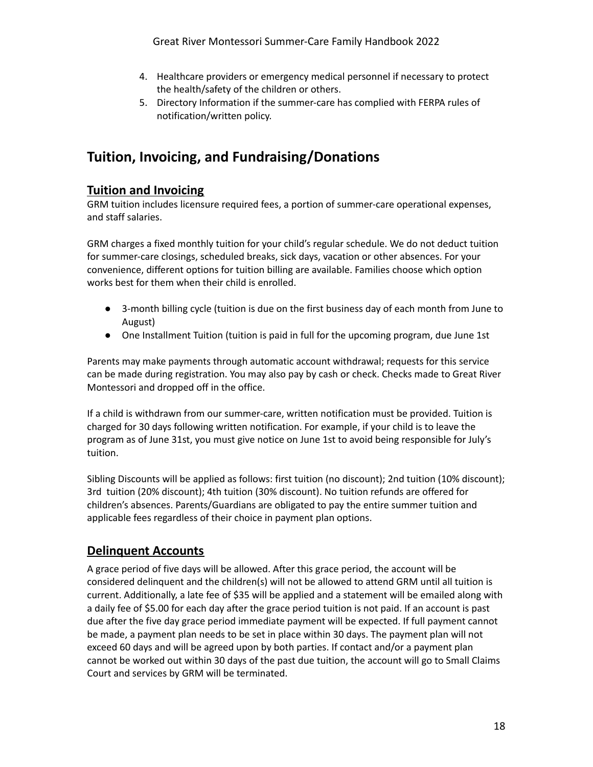4. Healthcare providers or emergency medical personnel if necessary to protect the health/safety of the children or others.
5. Directory Information if the summer-care has complied with FERPA rules of notification/written policy.

# Tuition, Invoicing, and Fundraising/Donations

## Tuition and Invoicing

GRM tuition includes licensure required fees, a portion of summer-care operational expenses, and staff salaries.

GRM charges a fixed monthly tuition for your child's regular schedule. We do not deduct tuition for summer-care closings, scheduled breaks, sick days, vacation or other absences. For your convenience, different options for tuition billing are available. Families choose which option works best for them when their child is enrolled.

- 3-month billing cycle (tuition is due on the first business day of each month from June to August)
- One Installment Tuition (tuition is paid in full for the upcoming program, due June 1st

Parents may make payments through automatic account withdrawal; requests for this service can be made during registration. You may also pay by cash or check. Checks made to Great River Montessori and dropped off in the office.

If a child is withdrawn from our summer-care, written notification must be provided. Tuition is charged for 30 days following written notification. For example, if your child is to leave the program as of June 31st, you must give notice on June 1st to avoid being responsible for July's tuition.

Sibling Discounts will be applied as follows: first tuition (no discount); 2nd tuition (10% discount); 3rd tuition (20% discount); 4th tuition (30% discount). No tuition refunds are offered for children's absences. Parents/Guardians are obligated to pay the entire summer tuition and applicable fees regardless of their choice in payment plan options.

## Delinquent Accounts

A grace period of five days will be allowed. After this grace period, the account will be considered delinquent and the children(s) will not be allowed to attend GRM until all tuition is current. Additionally, a late fee of $35 will be applied and a statement will be emailed along with a daily fee of $5.00 for each day after the grace period tuition is not paid. If an account is past due after the five day grace period immediate payment will be expected. If full payment cannot be made, a payment plan needs to be set in place within 30 days. The payment plan will not exceed 60 days and will be agreed upon by both parties. If contact and/or a payment plan cannot be worked out within 30 days of the past due tuition, the account will go to Small Claims Court and services by GRM will be terminated.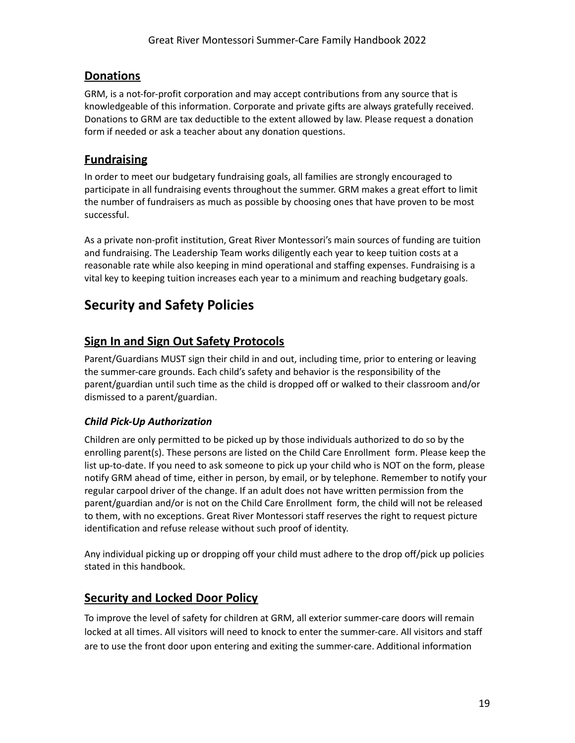## Donations

GRM, is a not-for-profit corporation and may accept contributions from any source that is knowledgeable of this information. Corporate and private gifts are always gratefully received. Donations to GRM are tax deductible to the extent allowed by law. Please request a donation form if needed or ask a teacher about any donation questions.

## Fundraising

In order to meet our budgetary fundraising goals, all families are strongly encouraged to participate in all fundraising events throughout the summer. GRM makes a great effort to limit the number of fundraisers as much as possible by choosing ones that have proven to be most successful.

As a private non-profit institution, Great River Montessori's main sources of funding are tuition and fundraising. The Leadership Team works diligently each year to keep tuition costs at a reasonable rate while also keeping in mind operational and staffing expenses. Fundraising is a vital key to keeping tuition increases each year to a minimum and reaching budgetary goals.

# Security and Safety Policies

## Sign In and Sign Out Safety Protocols

Parent/Guardians MUST sign their child in and out, including time, prior to entering or leaving the summer-care grounds. Each child's safety and behavior is the responsibility of the parent/guardian until such time as the child is dropped off or walked to their classroom and/or dismissed to a parent/guardian.

### *Child Pick-Up Authorization*

Children are only permitted to be picked up by those individuals authorized to do so by the enrolling parent(s). These persons are listed on the Child Care Enrollment form. Please keep the list up-to-date. If you need to ask someone to pick up your child who is NOT on the form, please notify GRM ahead of time, either in person, by email, or by telephone. Remember to notify your regular carpool driver of the change. If an adult does not have written permission from the parent/guardian and/or is not on the Child Care Enrollment form, the child will not be released to them, with no exceptions. Great River Montessori staff reserves the right to request picture identification and refuse release without such proof of identity.

Any individual picking up or dropping off your child must adhere to the drop off/pick up policies stated in this handbook.

## Security and Locked Door Policy

To improve the level of safety for children at GRM, all exterior summer-care doors will remain locked at all times. All visitors will need to knock to enter the summer-care. All visitors and staff are to use the front door upon entering and exiting the summer-care. Additional information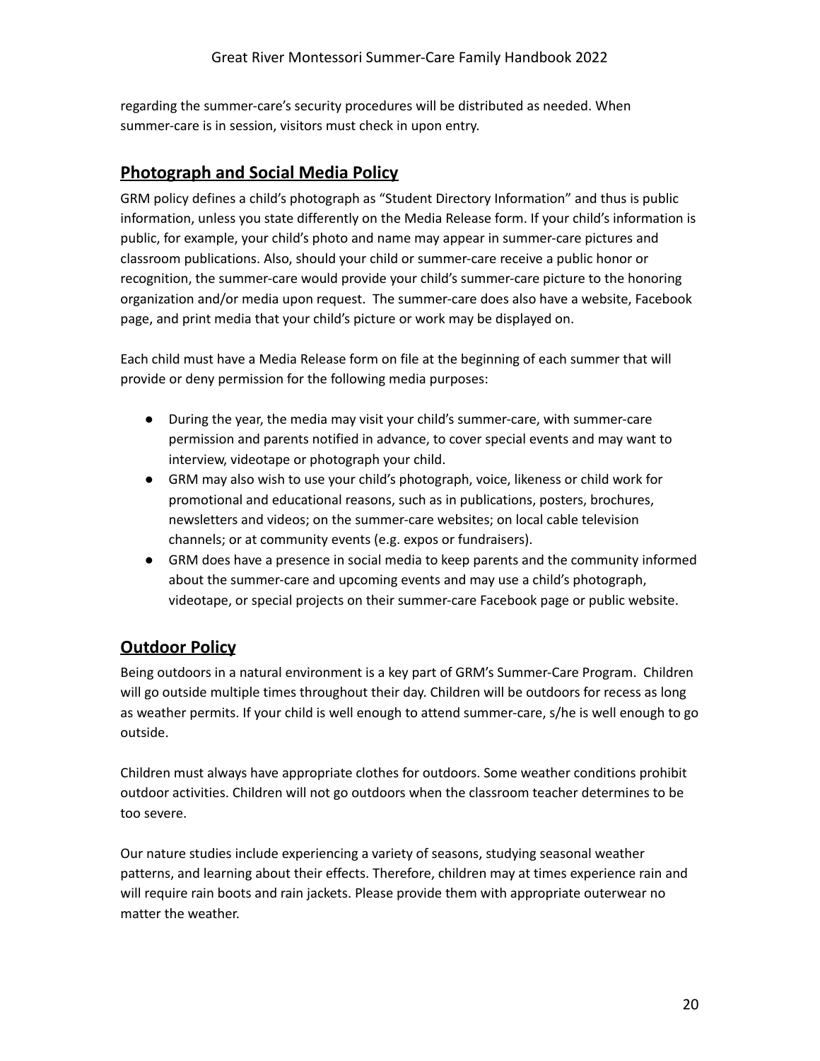regarding the summer-care's security procedures will be distributed as needed. When summer-care is in session, visitors must check in upon entry.

## **Photograph and Social Media Policy**

GRM policy defines a child's photograph as "Student Directory Information" and thus is public information, unless you state differently on the Media Release form. If your child's information is public, for example, your child's photo and name may appear in summer-care pictures and classroom publications. Also, should your child or summer-care receive a public honor or recognition, the summer-care would provide your child's summer-care picture to the honoring organization and/or media upon request. The summer-care does also have a website, Facebook page, and print media that your child's picture or work may be displayed on.

Each child must have a Media Release form on file at the beginning of each summer that will provide or deny permission for the following media purposes:

- During the year, the media may visit your child's summer-care, with summer-care permission and parents notified in advance, to cover special events and may want to interview, videotape or photograph your child.
- GRM may also wish to use your child's photograph, voice, likeness or child work for promotional and educational reasons, such as in publications, posters, brochures, newsletters and videos; on the summer-care websites; on local cable television channels; or at community events (e.g. expos or fundraisers).
- GRM does have a presence in social media to keep parents and the community informed about the summer-care and upcoming events and may use a child's photograph, videotape, or special projects on their summer-care Facebook page or public website.

## **Outdoor Policy**

Being outdoors in a natural environment is a key part of GRM's Summer-Care Program. Children will go outside multiple times throughout their day. Children will be outdoors for recess as long as weather permits. If your child is well enough to attend summer-care, s/he is well enough to go outside.

Children must always have appropriate clothes for outdoors. Some weather conditions prohibit outdoor activities. Children will not go outdoors when the classroom teacher determines to be too severe.

Our nature studies include experiencing a variety of seasons, studying seasonal weather patterns, and learning about their effects. Therefore, children may at times experience rain and will require rain boots and rain jackets. Please provide them with appropriate outerwear no matter the weather.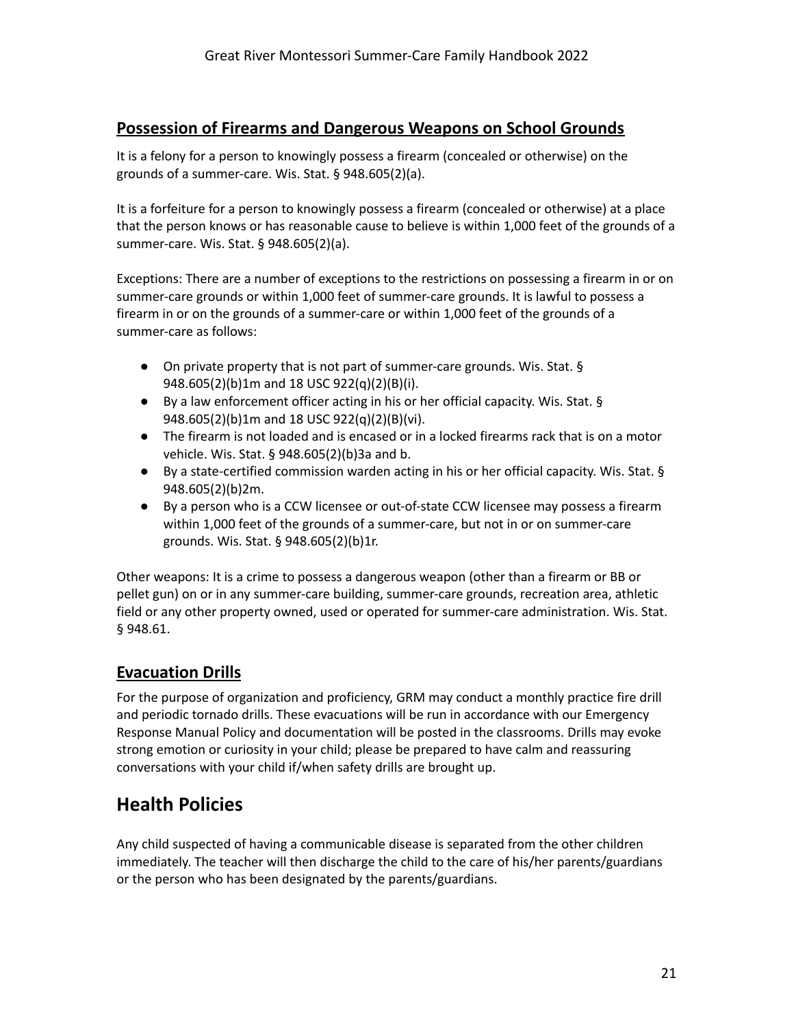## Possession of Firearms and Dangerous Weapons on School Grounds

It is a felony for a person to knowingly possess a firearm (concealed or otherwise) on the grounds of a summer-care. Wis. Stat. § 948.605(2)(a).

It is a forfeiture for a person to knowingly possess a firearm (concealed or otherwise) at a place that the person knows or has reasonable cause to believe is within 1,000 feet of the grounds of a summer-care. Wis. Stat. § 948.605(2)(a).

Exceptions: There are a number of exceptions to the restrictions on possessing a firearm in or on summer-care grounds or within 1,000 feet of summer-care grounds. It is lawful to possess a firearm in or on the grounds of a summer-care or within 1,000 feet of the grounds of a summer-care as follows:

- On private property that is not part of summer-care grounds. Wis. Stat. § 948.605(2)(b)1m and 18 USC 922(q)(2)(B)(i).
- By a law enforcement officer acting in his or her official capacity. Wis. Stat. § 948.605(2)(b)1m and 18 USC 922(q)(2)(B)(vi).
- The firearm is not loaded and is encased or in a locked firearms rack that is on a motor vehicle. Wis. Stat. § 948.605(2)(b)3a and b.
- By a state-certified commission warden acting in his or her official capacity. Wis. Stat. § 948.605(2)(b)2m.
- By a person who is a CCW licensee or out-of-state CCW licensee may possess a firearm within 1,000 feet of the grounds of a summer-care, but not in or on summer-care grounds. Wis. Stat. § 948.605(2)(b)1r.

Other weapons: It is a crime to possess a dangerous weapon (other than a firearm or BB or pellet gun) on or in any summer-care building, summer-care grounds, recreation area, athletic field or any other property owned, used or operated for summer-care administration. Wis. Stat. § 948.61.

## Evacuation Drills

For the purpose of organization and proficiency, GRM may conduct a monthly practice fire drill and periodic tornado drills. These evacuations will be run in accordance with our Emergency Response Manual Policy and documentation will be posted in the classrooms. Drills may evoke strong emotion or curiosity in your child; please be prepared to have calm and reassuring conversations with your child if/when safety drills are brought up.

# Health Policies

Any child suspected of having a communicable disease is separated from the other children immediately. The teacher will then discharge the child to the care of his/her parents/guardians or the person who has been designated by the parents/guardians.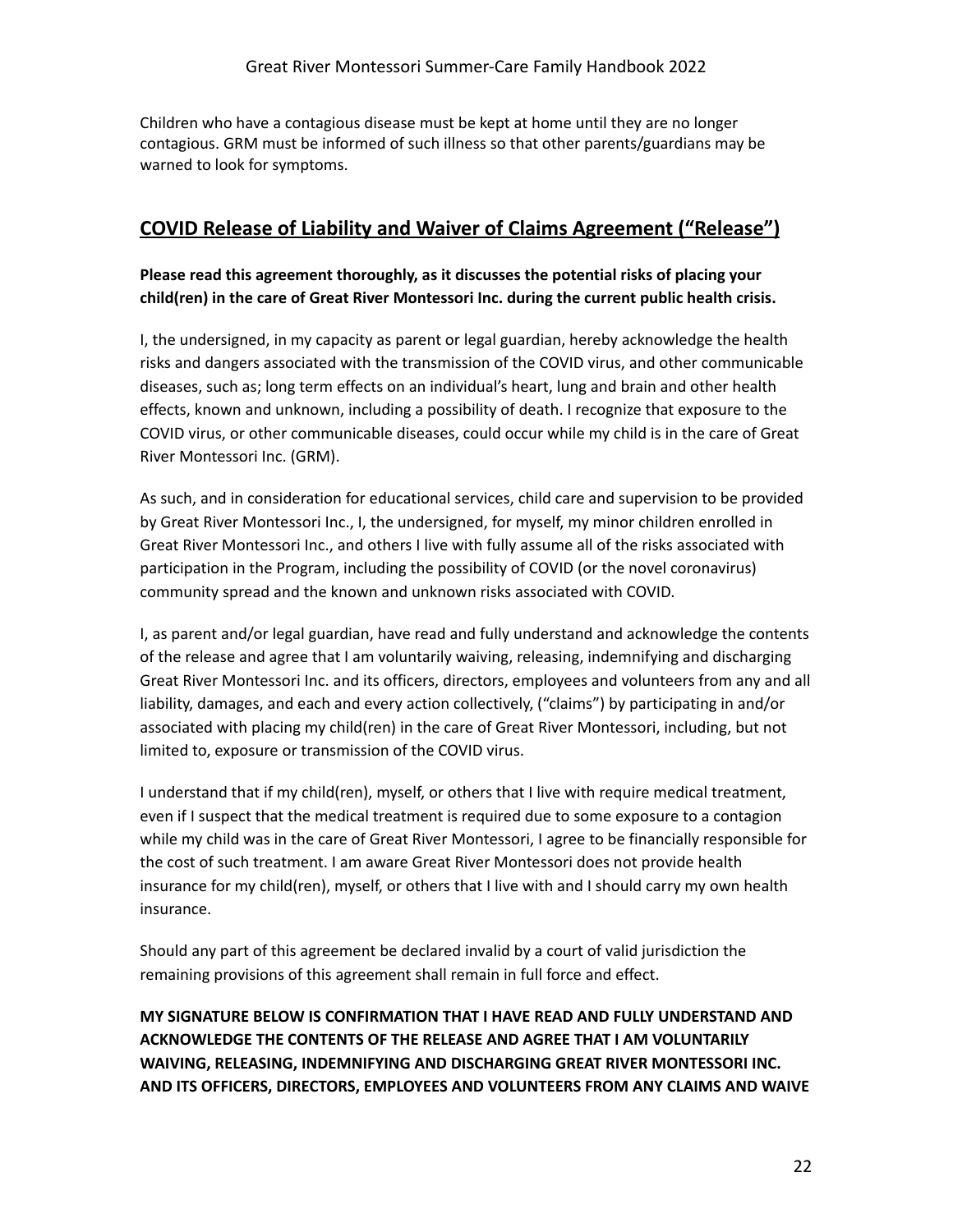Children who have a contagious disease must be kept at home until they are no longer contagious. GRM must be informed of such illness so that other parents/guardians may be warned to look for symptoms.

## COVID Release of Liability and Waiver of Claims Agreement (“Release”)

**Please read this agreement thoroughly, as it discusses the potential risks of placing your child(ren) in the care of Great River Montessori Inc. during the current public health crisis.**

I, the undersigned, in my capacity as parent or legal guardian, hereby acknowledge the health risks and dangers associated with the transmission of the COVID virus, and other communicable diseases, such as; long term effects on an individual’s heart, lung and brain and other health effects, known and unknown, including a possibility of death. I recognize that exposure to the COVID virus, or other communicable diseases, could occur while my child is in the care of Great River Montessori Inc. (GRM).

As such, and in consideration for educational services, child care and supervision to be provided by Great River Montessori Inc., I, the undersigned, for myself, my minor children enrolled in Great River Montessori Inc., and others I live with fully assume all of the risks associated with participation in the Program, including the possibility of COVID (or the novel coronavirus) community spread and the known and unknown risks associated with COVID.

I, as parent and/or legal guardian, have read and fully understand and acknowledge the contents of the release and agree that I am voluntarily waiving, releasing, indemnifying and discharging Great River Montessori Inc. and its officers, directors, employees and volunteers from any and all liability, damages, and each and every action collectively, (“claims”) by participating in and/or associated with placing my child(ren) in the care of Great River Montessori, including, but not limited to, exposure or transmission of the COVID virus.

I understand that if my child(ren), myself, or others that I live with require medical treatment, even if I suspect that the medical treatment is required due to some exposure to a contagion while my child was in the care of Great River Montessori, I agree to be financially responsible for the cost of such treatment. I am aware Great River Montessori does not provide health insurance for my child(ren), myself, or others that I live with and I should carry my own health insurance.

Should any part of this agreement be declared invalid by a court of valid jurisdiction the remaining provisions of this agreement shall remain in full force and effect.

**MY SIGNATURE BELOW IS CONFIRMATION THAT I HAVE READ AND FULLY UNDERSTAND AND ACKNOWLEDGE THE CONTENTS OF THE RELEASE AND AGREE THAT I AM VOLUNTARILY WAIVING, RELEASING, INDEMNIFYING AND DISCHARGING GREAT RIVER MONTESSORI INC. AND ITS OFFICERS, DIRECTORS, EMPLOYEES AND VOLUNTEERS FROM ANY CLAIMS AND WAIVE**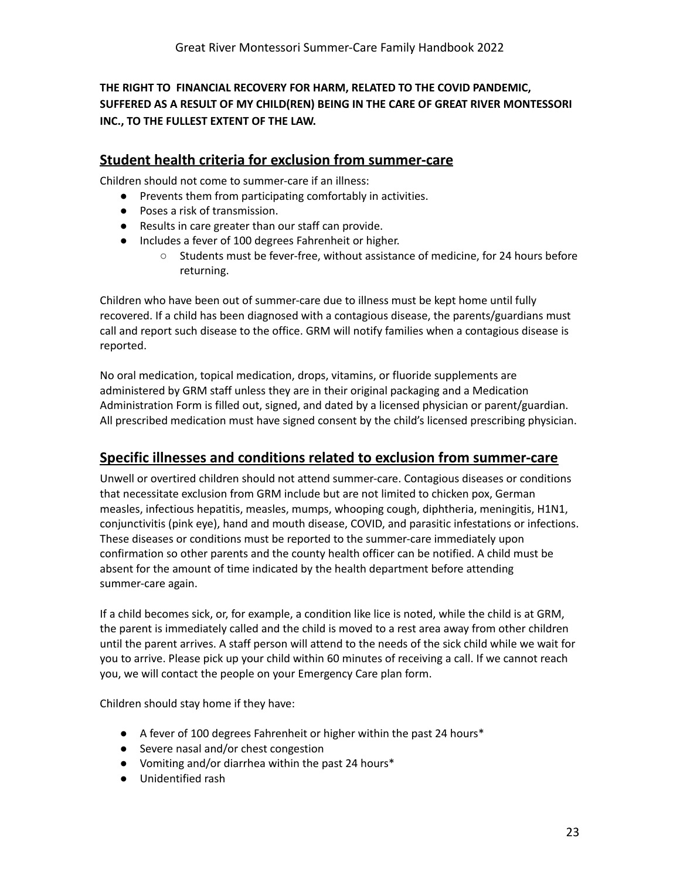**THE RIGHT TO FINANCIAL RECOVERY FOR HARM, RELATED TO THE COVID PANDEMIC, SUFFERED AS A RESULT OF MY CHILD(REN) BEING IN THE CARE OF GREAT RIVER MONTESSORI INC., TO THE FULLEST EXTENT OF THE LAW.**

## Student health criteria for exclusion from summer-care

Children should not come to summer-care if an illness:

- Prevents them from participating comfortably in activities.
- Poses a risk of transmission.
- Results in care greater than our staff can provide.
- Includes a fever of 100 degrees Fahrenheit or higher.
  - Students must be fever-free, without assistance of medicine, for 24 hours before returning.

Children who have been out of summer-care due to illness must be kept home until fully recovered. If a child has been diagnosed with a contagious disease, the parents/guardians must call and report such disease to the office. GRM will notify families when a contagious disease is reported.

No oral medication, topical medication, drops, vitamins, or fluoride supplements are administered by GRM staff unless they are in their original packaging and a Medication Administration Form is filled out, signed, and dated by a licensed physician or parent/guardian. All prescribed medication must have signed consent by the child's licensed prescribing physician.

## Specific illnesses and conditions related to exclusion from summer-care

Unwell or overtired children should not attend summer-care. Contagious diseases or conditions that necessitate exclusion from GRM include but are not limited to chicken pox, German measles, infectious hepatitis, measles, mumps, whooping cough, diphtheria, meningitis, H1N1, conjunctivitis (pink eye), hand and mouth disease, COVID, and parasitic infestations or infections. These diseases or conditions must be reported to the summer-care immediately upon confirmation so other parents and the county health officer can be notified. A child must be absent for the amount of time indicated by the health department before attending summer-care again.

If a child becomes sick, or, for example, a condition like lice is noted, while the child is at GRM, the parent is immediately called and the child is moved to a rest area away from other children until the parent arrives. A staff person will attend to the needs of the sick child while we wait for you to arrive. Please pick up your child within 60 minutes of receiving a call. If we cannot reach you, we will contact the people on your Emergency Care plan form.

Children should stay home if they have:

- A fever of 100 degrees Fahrenheit or higher within the past 24 hours*
- Severe nasal and/or chest congestion
- Vomiting and/or diarrhea within the past 24 hours*
- Unidentified rash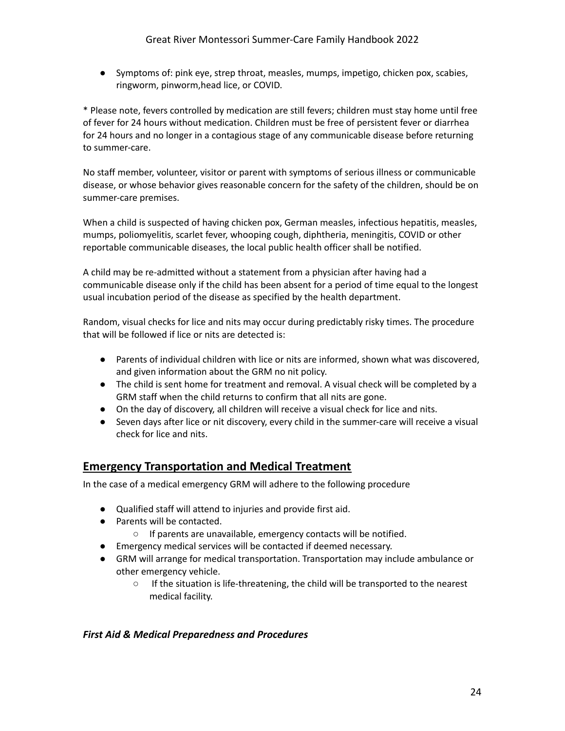- Symptoms of: pink eye, strep throat, measles, mumps, impetigo, chicken pox, scabies, ringworm, pinworm,head lice, or COVID.

* Please note, fevers controlled by medication are still fevers; children must stay home until free of fever for 24 hours without medication. Children must be free of persistent fever or diarrhea for 24 hours and no longer in a contagious stage of any communicable disease before returning to summer-care.

No staff member, volunteer, visitor or parent with symptoms of serious illness or communicable disease, or whose behavior gives reasonable concern for the safety of the children, should be on summer-care premises.

When a child is suspected of having chicken pox, German measles, infectious hepatitis, measles, mumps, poliomyelitis, scarlet fever, whooping cough, diphtheria, meningitis, COVID or other reportable communicable diseases, the local public health officer shall be notified.

A child may be re-admitted without a statement from a physician after having had a communicable disease only if the child has been absent for a period of time equal to the longest usual incubation period of the disease as specified by the health department.

Random, visual checks for lice and nits may occur during predictably risky times. The procedure that will be followed if lice or nits are detected is:

- Parents of individual children with lice or nits are informed, shown what was discovered, and given information about the GRM no nit policy.
- The child is sent home for treatment and removal. A visual check will be completed by a GRM staff when the child returns to confirm that all nits are gone.
- On the day of discovery, all children will receive a visual check for lice and nits.
- Seven days after lice or nit discovery, every child in the summer-care will receive a visual check for lice and nits.

## Emergency Transportation and Medical Treatment

In the case of a medical emergency GRM will adhere to the following procedure

- Qualified staff will attend to injuries and provide first aid.
- Parents will be contacted.
  - If parents are unavailable, emergency contacts will be notified.
- Emergency medical services will be contacted if deemed necessary.
- GRM will arrange for medical transportation. Transportation may include ambulance or other emergency vehicle.
  - If the situation is life-threatening, the child will be transported to the nearest medical facility.

### *First Aid & Medical Preparedness and Procedures*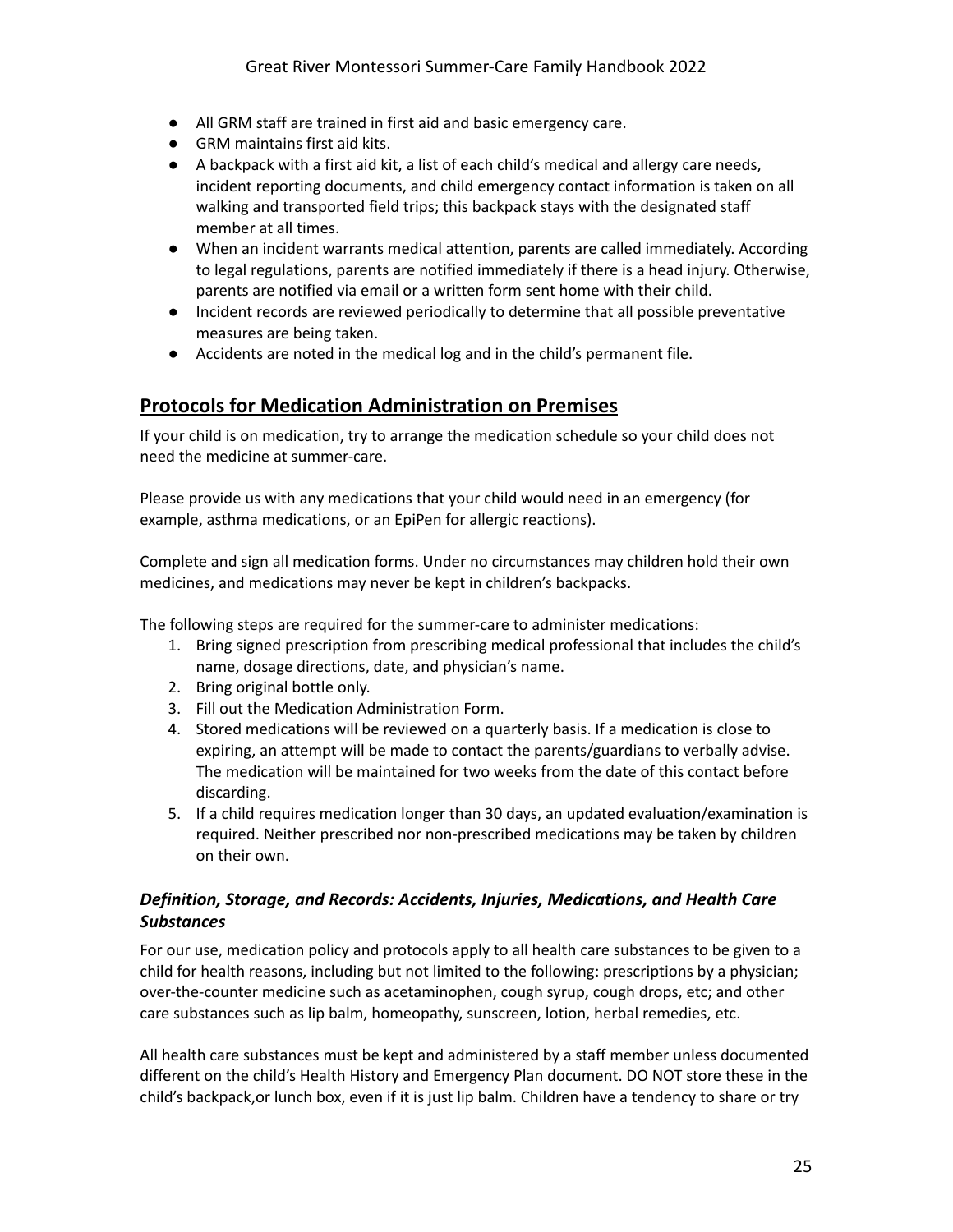- All GRM staff are trained in first aid and basic emergency care.
- GRM maintains first aid kits.
- A backpack with a first aid kit, a list of each child's medical and allergy care needs, incident reporting documents, and child emergency contact information is taken on all walking and transported field trips; this backpack stays with the designated staff member at all times.
- When an incident warrants medical attention, parents are called immediately. According to legal regulations, parents are notified immediately if there is a head injury. Otherwise, parents are notified via email or a written form sent home with their child.
- Incident records are reviewed periodically to determine that all possible preventative measures are being taken.
- Accidents are noted in the medical log and in the child's permanent file.

## **Protocols for Medication Administration on Premises**

If your child is on medication, try to arrange the medication schedule so your child does not need the medicine at summer-care.

Please provide us with any medications that your child would need in an emergency (for example, asthma medications, or an EpiPen for allergic reactions).

Complete and sign all medication forms. Under no circumstances may children hold their own medicines, and medications may never be kept in children's backpacks.

The following steps are required for the summer-care to administer medications:

1. Bring signed prescription from prescribing medical professional that includes the child's name, dosage directions, date, and physician's name.
2. Bring original bottle only.
3. Fill out the Medication Administration Form.
4. Stored medications will be reviewed on a quarterly basis. If a medication is close to expiring, an attempt will be made to contact the parents/guardians to verbally advise. The medication will be maintained for two weeks from the date of this contact before discarding.
5. If a child requires medication longer than 30 days, an updated evaluation/examination is required. Neither prescribed nor non-prescribed medications may be taken by children on their own.

### ***Definition, Storage, and Records: Accidents, Injuries, Medications, and Health Care Substances***

For our use, medication policy and protocols apply to all health care substances to be given to a child for health reasons, including but not limited to the following: prescriptions by a physician; over-the-counter medicine such as acetaminophen, cough syrup, cough drops, etc; and other care substances such as lip balm, homeopathy, sunscreen, lotion, herbal remedies, etc.

All health care substances must be kept and administered by a staff member unless documented different on the child's Health History and Emergency Plan document. DO NOT store these in the child's backpack,or lunch box, even if it is just lip balm. Children have a tendency to share or try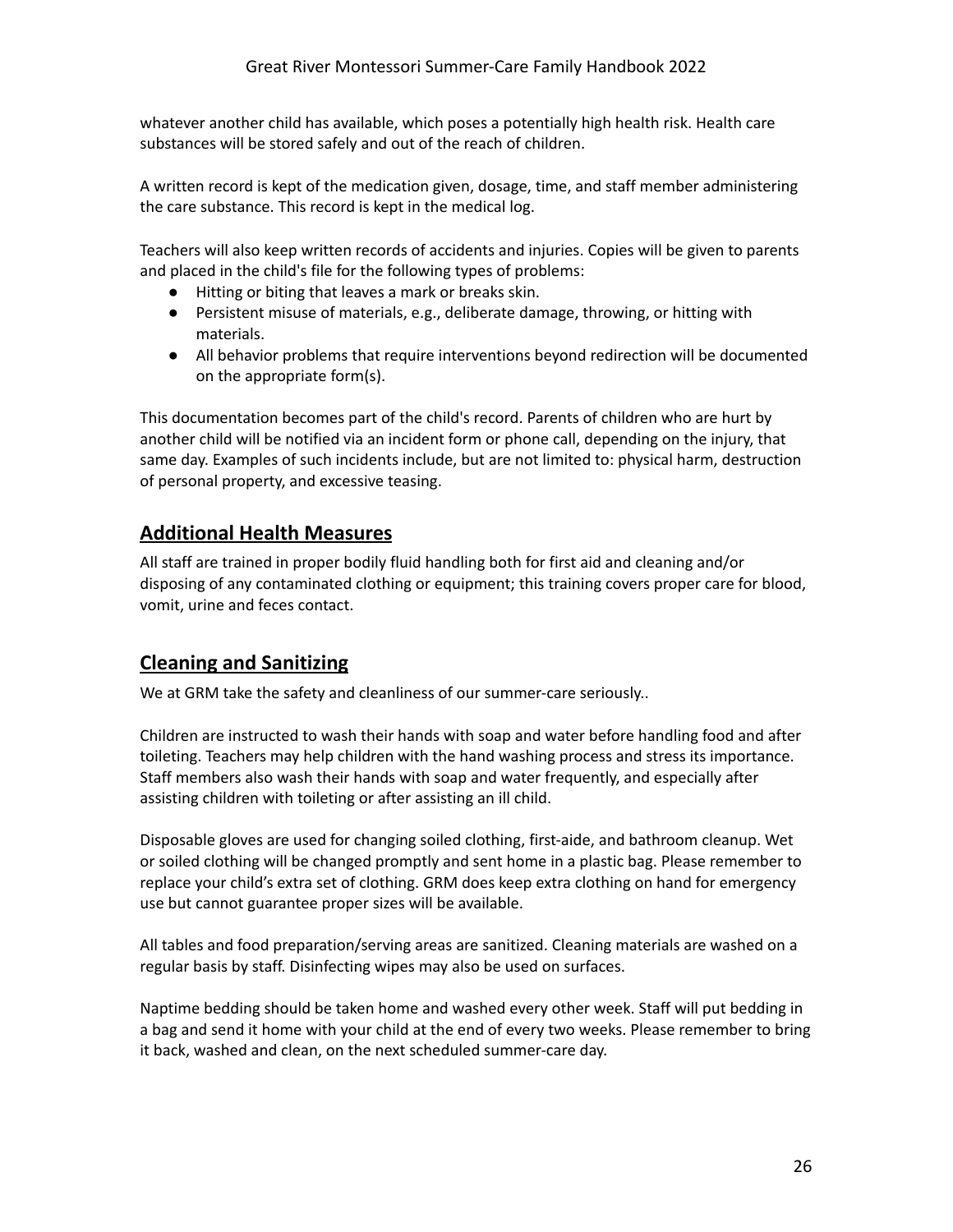whatever another child has available, which poses a potentially high health risk. Health care substances will be stored safely and out of the reach of children.

A written record is kept of the medication given, dosage, time, and staff member administering the care substance. This record is kept in the medical log.

Teachers will also keep written records of accidents and injuries. Copies will be given to parents and placed in the child's file for the following types of problems:

- Hitting or biting that leaves a mark or breaks skin.
- Persistent misuse of materials, e.g., deliberate damage, throwing, or hitting with materials.
- All behavior problems that require interventions beyond redirection will be documented on the appropriate form(s).

This documentation becomes part of the child's record. Parents of children who are hurt by another child will be notified via an incident form or phone call, depending on the injury, that same day. Examples of such incidents include, but are not limited to: physical harm, destruction of personal property, and excessive teasing.

## Additional Health Measures

All staff are trained in proper bodily fluid handling both for first aid and cleaning and/or disposing of any contaminated clothing or equipment; this training covers proper care for blood, vomit, urine and feces contact.

## Cleaning and Sanitizing

We at GRM take the safety and cleanliness of our summer-care seriously..

Children are instructed to wash their hands with soap and water before handling food and after toileting. Teachers may help children with the hand washing process and stress its importance. Staff members also wash their hands with soap and water frequently, and especially after assisting children with toileting or after assisting an ill child.

Disposable gloves are used for changing soiled clothing, first-aide, and bathroom cleanup. Wet or soiled clothing will be changed promptly and sent home in a plastic bag. Please remember to replace your child's extra set of clothing. GRM does keep extra clothing on hand for emergency use but cannot guarantee proper sizes will be available.

All tables and food preparation/serving areas are sanitized. Cleaning materials are washed on a regular basis by staff. Disinfecting wipes may also be used on surfaces.

Naptime bedding should be taken home and washed every other week. Staff will put bedding in a bag and send it home with your child at the end of every two weeks. Please remember to bring it back, washed and clean, on the next scheduled summer-care day.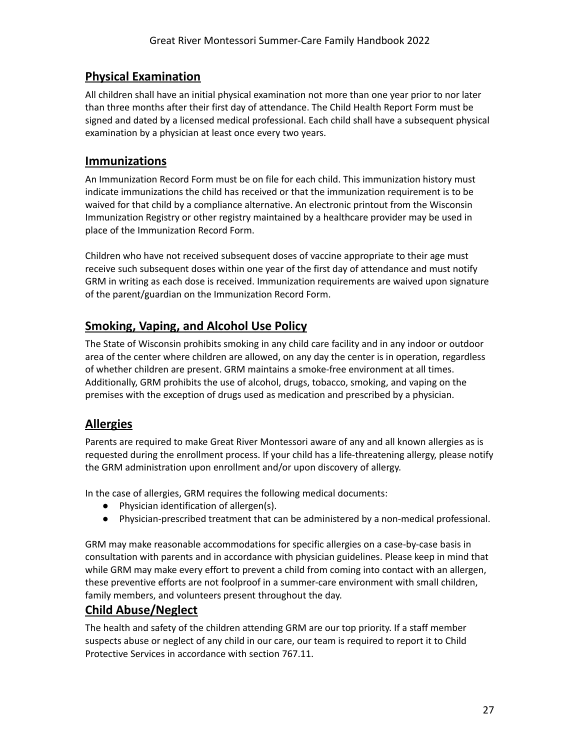## Physical Examination

All children shall have an initial physical examination not more than one year prior to nor later than three months after their first day of attendance. The Child Health Report Form must be signed and dated by a licensed medical professional. Each child shall have a subsequent physical examination by a physician at least once every two years.

## Immunizations

An Immunization Record Form must be on file for each child. This immunization history must indicate immunizations the child has received or that the immunization requirement is to be waived for that child by a compliance alternative. An electronic printout from the Wisconsin Immunization Registry or other registry maintained by a healthcare provider may be used in place of the Immunization Record Form.

Children who have not received subsequent doses of vaccine appropriate to their age must receive such subsequent doses within one year of the first day of attendance and must notify GRM in writing as each dose is received. Immunization requirements are waived upon signature of the parent/guardian on the Immunization Record Form.

## Smoking, Vaping, and Alcohol Use Policy

The State of Wisconsin prohibits smoking in any child care facility and in any indoor or outdoor area of the center where children are allowed, on any day the center is in operation, regardless of whether children are present. GRM maintains a smoke-free environment at all times. Additionally, GRM prohibits the use of alcohol, drugs, tobacco, smoking, and vaping on the premises with the exception of drugs used as medication and prescribed by a physician.

## Allergies

Parents are required to make Great River Montessori aware of any and all known allergies as is requested during the enrollment process. If your child has a life-threatening allergy, please notify the GRM administration upon enrollment and/or upon discovery of allergy.

In the case of allergies, GRM requires the following medical documents:

- Physician identification of allergen(s).
- Physician-prescribed treatment that can be administered by a non-medical professional.

GRM may make reasonable accommodations for specific allergies on a case-by-case basis in consultation with parents and in accordance with physician guidelines. Please keep in mind that while GRM may make every effort to prevent a child from coming into contact with an allergen, these preventive efforts are not foolproof in a summer-care environment with small children, family members, and volunteers present throughout the day.

## Child Abuse/Neglect

The health and safety of the children attending GRM are our top priority. If a staff member suspects abuse or neglect of any child in our care, our team is required to report it to Child Protective Services in accordance with section 767.11.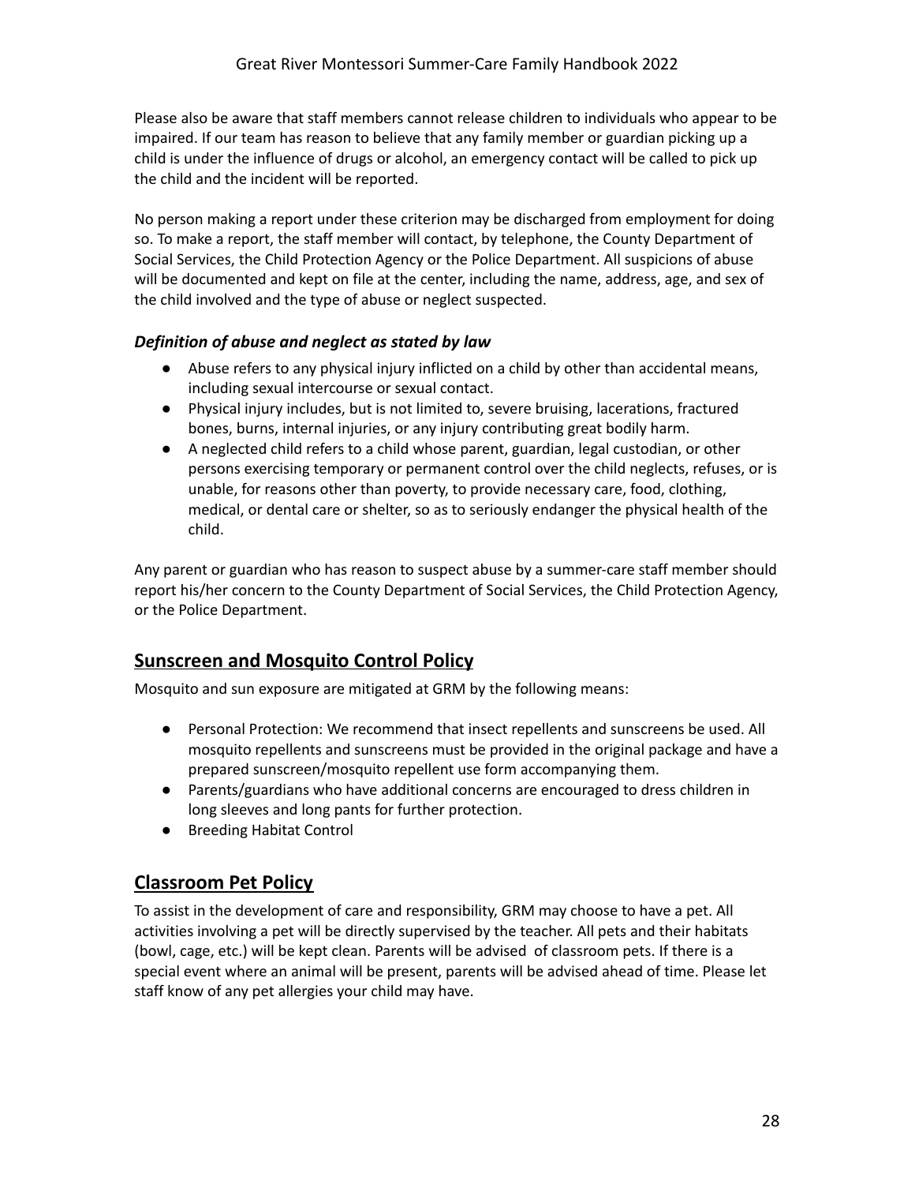Please also be aware that staff members cannot release children to individuals who appear to be impaired. If our team has reason to believe that any family member or guardian picking up a child is under the influence of drugs or alcohol, an emergency contact will be called to pick up the child and the incident will be reported.

No person making a report under these criterion may be discharged from employment for doing so. To make a report, the staff member will contact, by telephone, the County Department of Social Services, the Child Protection Agency or the Police Department. All suspicions of abuse will be documented and kept on file at the center, including the name, address, age, and sex of the child involved and the type of abuse or neglect suspected.

### *Definition of abuse and neglect as stated by law*

- Abuse refers to any physical injury inflicted on a child by other than accidental means, including sexual intercourse or sexual contact.
- Physical injury includes, but is not limited to, severe bruising, lacerations, fractured bones, burns, internal injuries, or any injury contributing great bodily harm.
- A neglected child refers to a child whose parent, guardian, legal custodian, or other persons exercising temporary or permanent control over the child neglects, refuses, or is unable, for reasons other than poverty, to provide necessary care, food, clothing, medical, or dental care or shelter, so as to seriously endanger the physical health of the child.

Any parent or guardian who has reason to suspect abuse by a summer-care staff member should report his/her concern to the County Department of Social Services, the Child Protection Agency, or the Police Department.

## Sunscreen and Mosquito Control Policy

Mosquito and sun exposure are mitigated at GRM by the following means:

- Personal Protection: We recommend that insect repellents and sunscreens be used. All mosquito repellents and sunscreens must be provided in the original package and have a prepared sunscreen/mosquito repellent use form accompanying them.
- Parents/guardians who have additional concerns are encouraged to dress children in long sleeves and long pants for further protection.
- Breeding Habitat Control

## Classroom Pet Policy

To assist in the development of care and responsibility, GRM may choose to have a pet. All activities involving a pet will be directly supervised by the teacher. All pets and their habitats (bowl, cage, etc.) will be kept clean. Parents will be advised of classroom pets. If there is a special event where an animal will be present, parents will be advised ahead of time. Please let staff know of any pet allergies your child may have.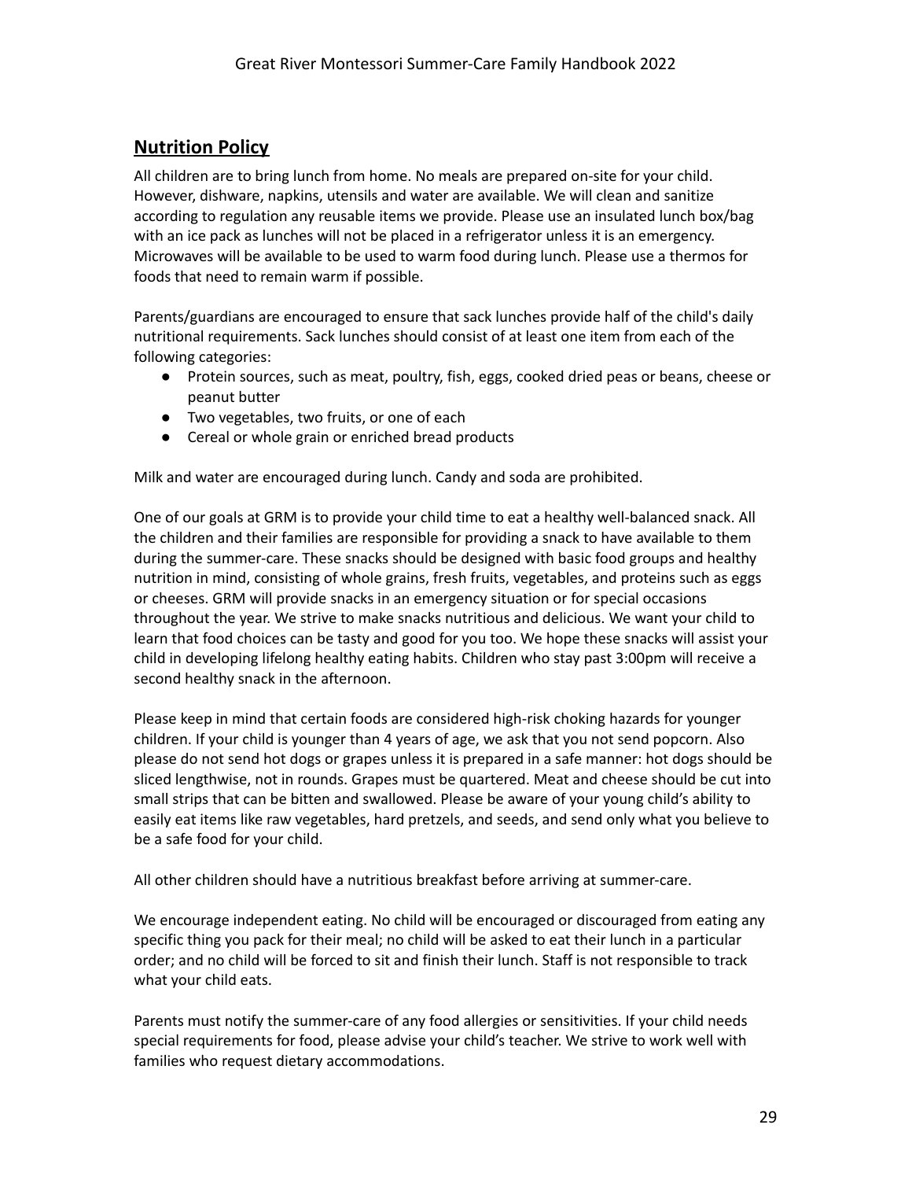## **Nutrition Policy**

All children are to bring lunch from home. No meals are prepared on-site for your child. However, dishware, napkins, utensils and water are available. We will clean and sanitize according to regulation any reusable items we provide. Please use an insulated lunch box/bag with an ice pack as lunches will not be placed in a refrigerator unless it is an emergency. Microwaves will be available to be used to warm food during lunch. Please use a thermos for foods that need to remain warm if possible.

Parents/guardians are encouraged to ensure that sack lunches provide half of the child's daily nutritional requirements. Sack lunches should consist of at least one item from each of the following categories:

- Protein sources, such as meat, poultry, fish, eggs, cooked dried peas or beans, cheese or peanut butter
- Two vegetables, two fruits, or one of each
- Cereal or whole grain or enriched bread products

Milk and water are encouraged during lunch. Candy and soda are prohibited.

One of our goals at GRM is to provide your child time to eat a healthy well-balanced snack. All the children and their families are responsible for providing a snack to have available to them during the summer-care. These snacks should be designed with basic food groups and healthy nutrition in mind, consisting of whole grains, fresh fruits, vegetables, and proteins such as eggs or cheeses. GRM will provide snacks in an emergency situation or for special occasions throughout the year. We strive to make snacks nutritious and delicious. We want your child to learn that food choices can be tasty and good for you too. We hope these snacks will assist your child in developing lifelong healthy eating habits. Children who stay past 3:00pm will receive a second healthy snack in the afternoon.

Please keep in mind that certain foods are considered high-risk choking hazards for younger children. If your child is younger than 4 years of age, we ask that you not send popcorn. Also please do not send hot dogs or grapes unless it is prepared in a safe manner: hot dogs should be sliced lengthwise, not in rounds. Grapes must be quartered. Meat and cheese should be cut into small strips that can be bitten and swallowed. Please be aware of your young child's ability to easily eat items like raw vegetables, hard pretzels, and seeds, and send only what you believe to be a safe food for your child.

All other children should have a nutritious breakfast before arriving at summer-care.

We encourage independent eating. No child will be encouraged or discouraged from eating any specific thing you pack for their meal; no child will be asked to eat their lunch in a particular order; and no child will be forced to sit and finish their lunch. Staff is not responsible to track what your child eats.

Parents must notify the summer-care of any food allergies or sensitivities. If your child needs special requirements for food, please advise your child's teacher. We strive to work well with families who request dietary accommodations.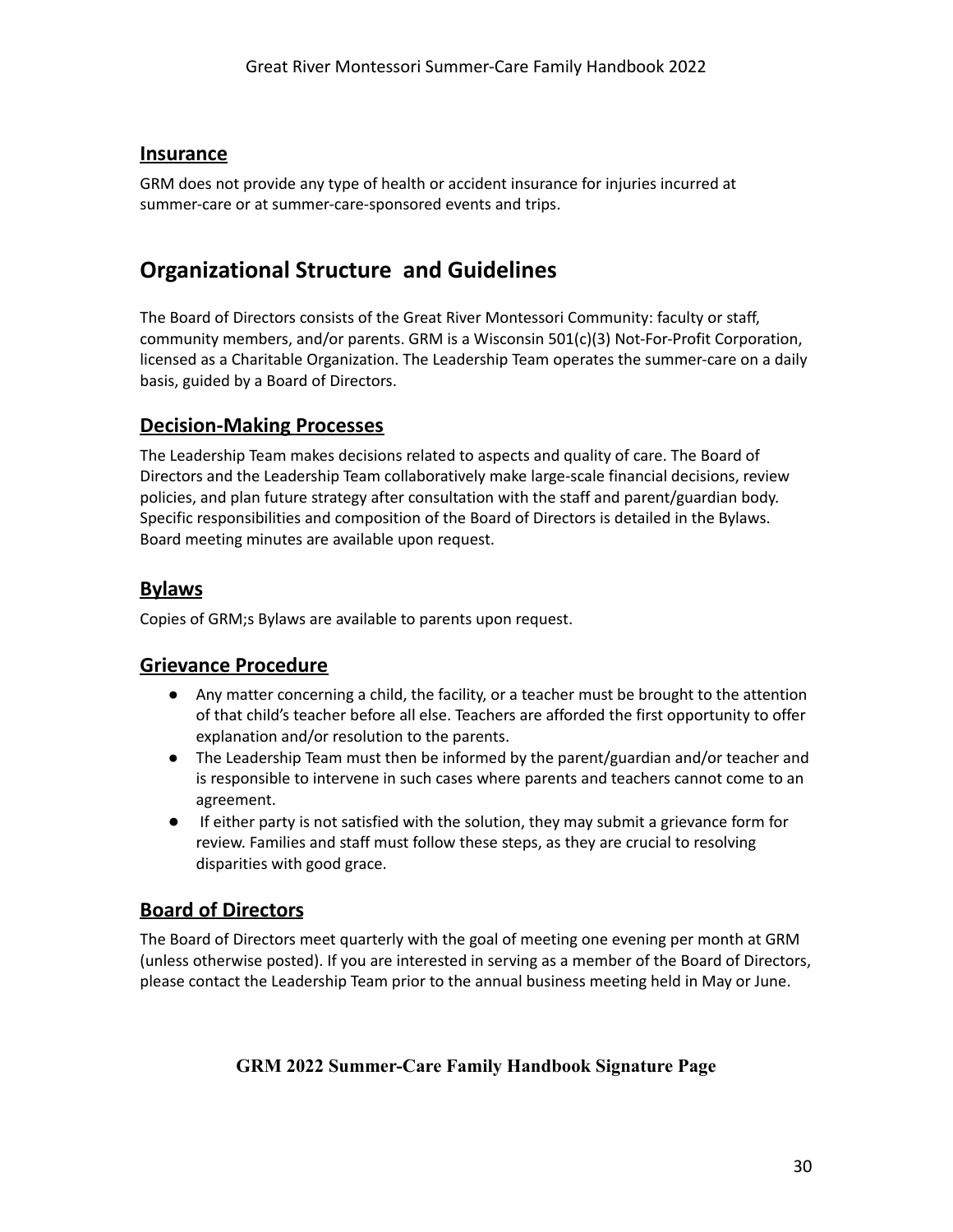## Insurance

GRM does not provide any type of health or accident insurance for injuries incurred at summer-care or at summer-care-sponsored events and trips.

# Organizational Structure and Guidelines

The Board of Directors consists of the Great River Montessori Community: faculty or staff, community members, and/or parents. GRM is a Wisconsin 501(c)(3) Not-For-Profit Corporation, licensed as a Charitable Organization. The Leadership Team operates the summer-care on a daily basis, guided by a Board of Directors.

## Decision-Making Processes

The Leadership Team makes decisions related to aspects and quality of care. The Board of Directors and the Leadership Team collaboratively make large-scale financial decisions, review policies, and plan future strategy after consultation with the staff and parent/guardian body. Specific responsibilities and composition of the Board of Directors is detailed in the Bylaws. Board meeting minutes are available upon request.

## Bylaws

Copies of GRM;s Bylaws are available to parents upon request.

## Grievance Procedure

- Any matter concerning a child, the facility, or a teacher must be brought to the attention of that child's teacher before all else. Teachers are afforded the first opportunity to offer explanation and/or resolution to the parents.
- The Leadership Team must then be informed by the parent/guardian and/or teacher and is responsible to intervene in such cases where parents and teachers cannot come to an agreement.
- If either party is not satisfied with the solution, they may submit a grievance form for review. Families and staff must follow these steps, as they are crucial to resolving disparities with good grace.

## Board of Directors

The Board of Directors meet quarterly with the goal of meeting one evening per month at GRM (unless otherwise posted). If you are interested in serving as a member of the Board of Directors, please contact the Leadership Team prior to the annual business meeting held in May or June.

**GRM 2022 Summer-Care Family Handbook Signature Page**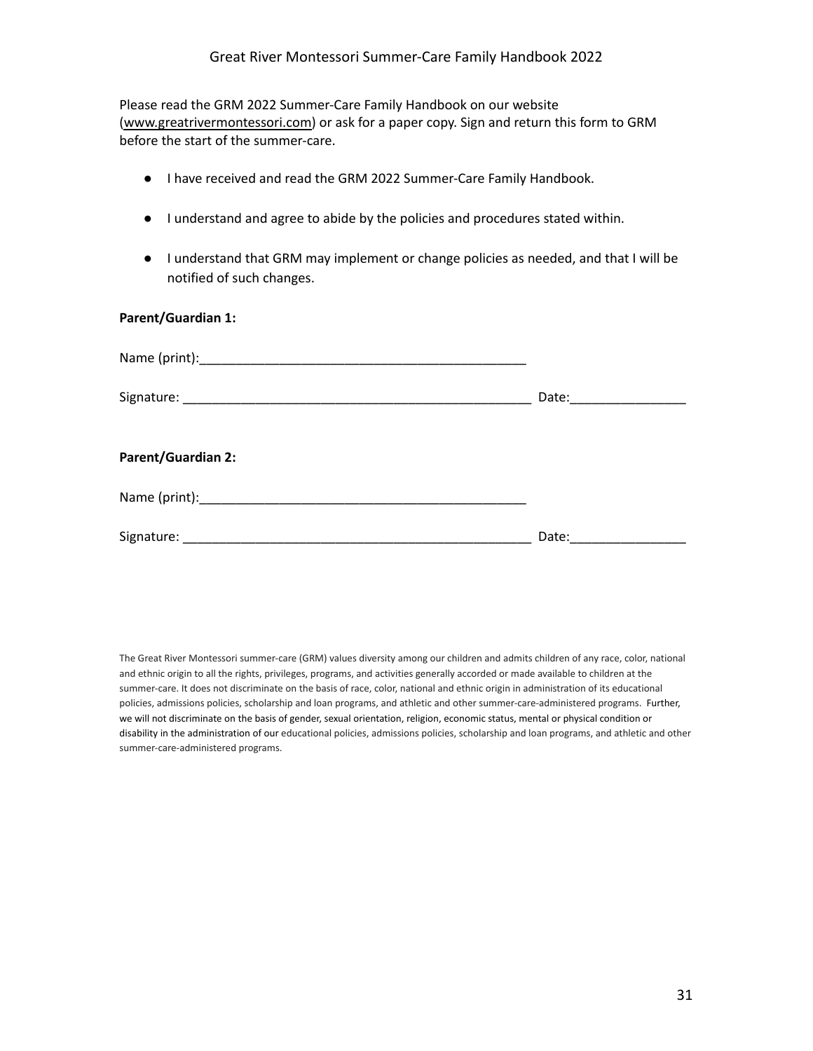Please read the GRM 2022 Summer-Care Family Handbook on our website (www.greatrivermontessori.com) or ask for a paper copy. Sign and return this form to GRM before the start of the summer-care.

- I have received and read the GRM 2022 Summer-Care Family Handbook.
- I understand and agree to abide by the policies and procedures stated within.
- I understand that GRM may implement or change policies as needed, and that I will be notified of such changes.

**Parent/Guardian 1:**

Name (print):_______________________________________________

Signature: __________________________________________________ Date:________________

**Parent/Guardian 2:**

Name (print):_______________________________________________

Signature: __________________________________________________ Date:________________

The Great River Montessori summer-care (GRM) values diversity among our children and admits children of any race, color, national and ethnic origin to all the rights, privileges, programs, and activities generally accorded or made available to children at the summer-care. It does not discriminate on the basis of race, color, national and ethnic origin in administration of its educational policies, admissions policies, scholarship and loan programs, and athletic and other summer-care-administered programs. Further, we will not discriminate on the basis of gender, sexual orientation, religion, economic status, mental or physical condition or disability in the administration of our educational policies, admissions policies, scholarship and loan programs, and athletic and other summer-care-administered programs.